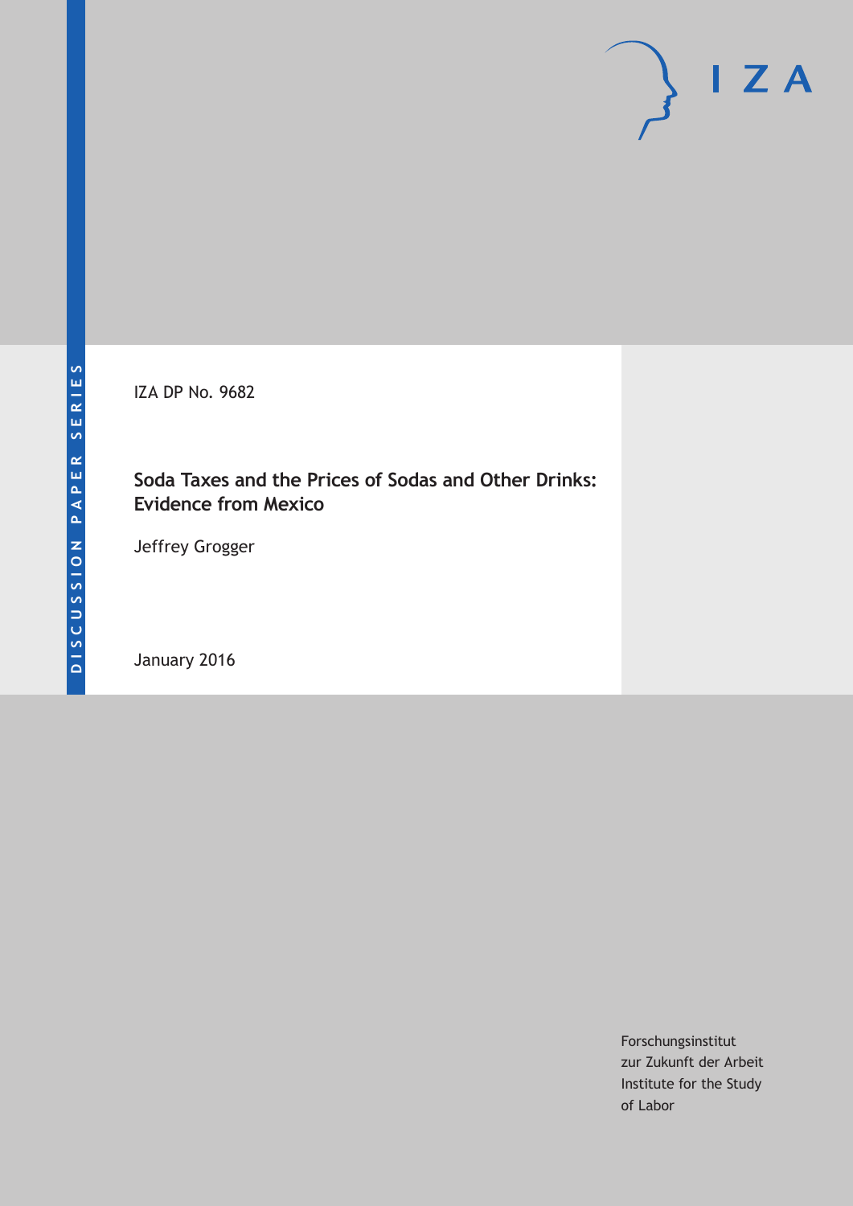DISCUSSION PAPER SERIES

IZA DP No. 9682

# Soda Taxes and the Prices of Sodas and Other Drinks: Evidence from Mexico

Jeffrey Grogger

January 2016

Forschungsinstitut
zur Zukunft der Arbeit
Institute for the Study
of Labor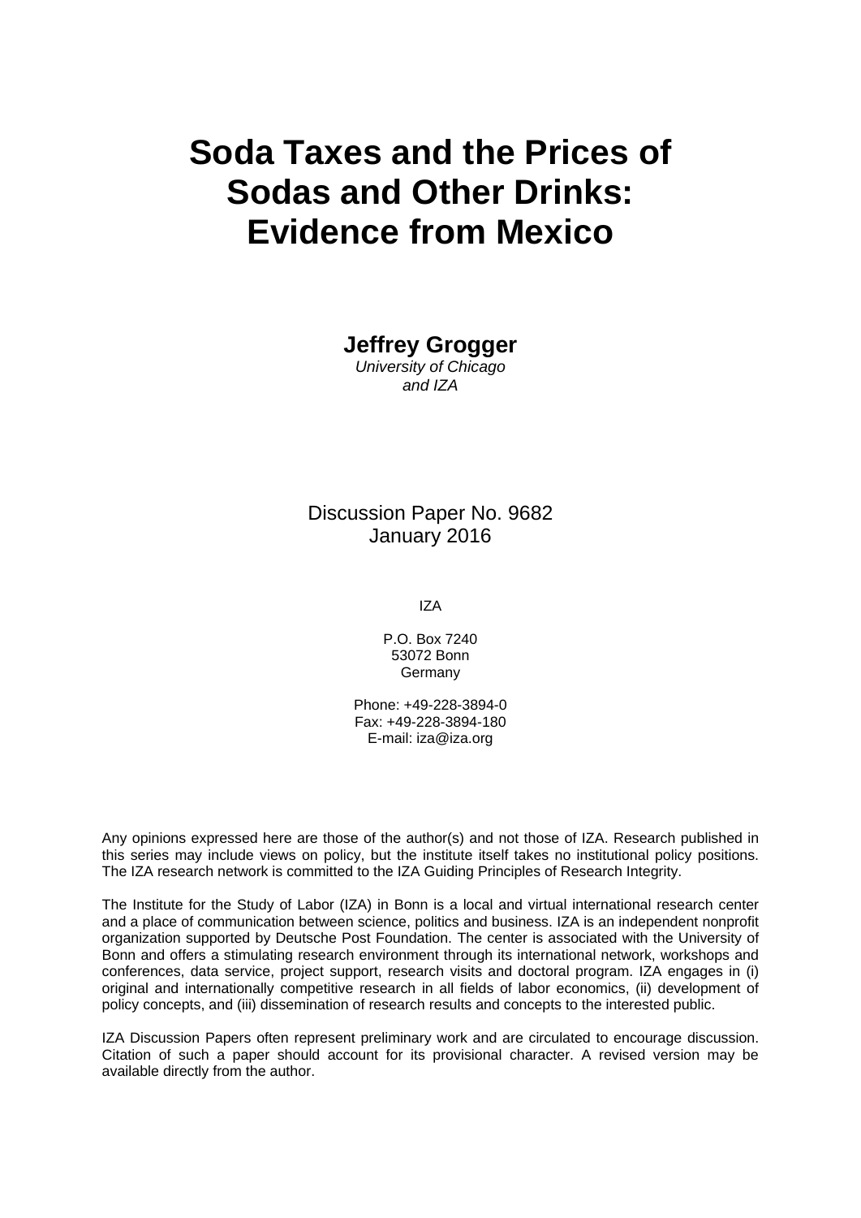# Soda Taxes and the Prices of Sodas and Other Drinks: Evidence from Mexico

**Jeffrey Grogger**
*University of Chicago*
*and IZA*

Discussion Paper No. 9682
January 2016

IZA

P.O. Box 7240
53072 Bonn
Germany

Phone: +49-228-3894-0
Fax: +49-228-3894-180
E-mail: iza@iza.org

Any opinions expressed here are those of the author(s) and not those of IZA. Research published in this series may include views on policy, but the institute itself takes no institutional policy positions. The IZA research network is committed to the IZA Guiding Principles of Research Integrity.

The Institute for the Study of Labor (IZA) in Bonn is a local and virtual international research center and a place of communication between science, politics and business. IZA is an independent nonprofit organization supported by Deutsche Post Foundation. The center is associated with the University of Bonn and offers a stimulating research environment through its international network, workshops and conferences, data service, project support, research visits and doctoral program. IZA engages in (i) original and internationally competitive research in all fields of labor economics, (ii) development of policy concepts, and (iii) dissemination of research results and concepts to the interested public.

IZA Discussion Papers often represent preliminary work and are circulated to encourage discussion. Citation of such a paper should account for its provisional character. A revised version may be available directly from the author.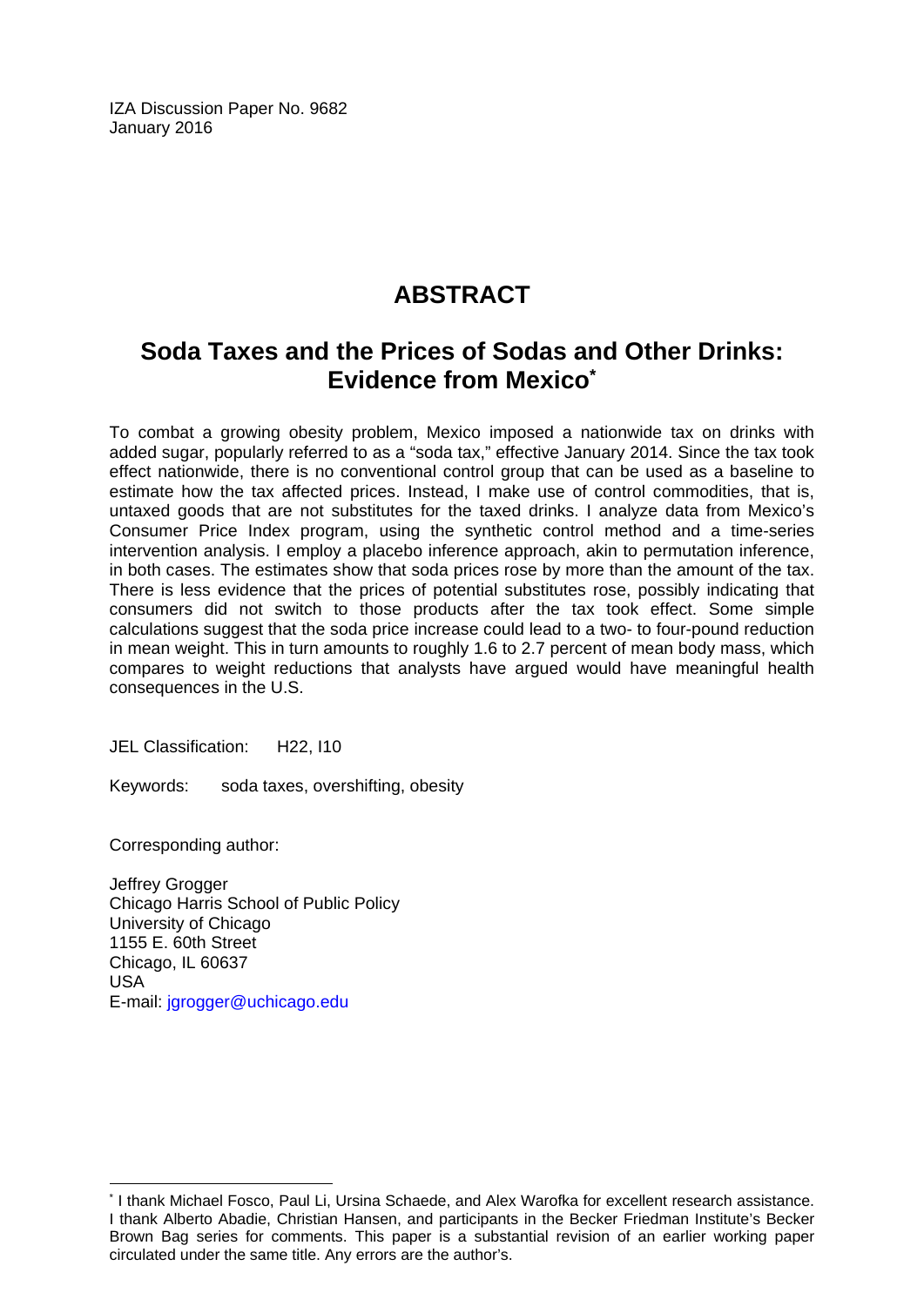IZA Discussion Paper No. 9682
January 2016

# ABSTRACT

## Soda Taxes and the Prices of Sodas and Other Drinks: Evidence from Mexico*

To combat a growing obesity problem, Mexico imposed a nationwide tax on drinks with added sugar, popularly referred to as a "soda tax," effective January 2014. Since the tax took effect nationwide, there is no conventional control group that can be used as a baseline to estimate how the tax affected prices. Instead, I make use of control commodities, that is, untaxed goods that are not substitutes for the taxed drinks. I analyze data from Mexico's Consumer Price Index program, using the synthetic control method and a time-series intervention analysis. I employ a placebo inference approach, akin to permutation inference, in both cases. The estimates show that soda prices rose by more than the amount of the tax. There is less evidence that the prices of potential substitutes rose, possibly indicating that consumers did not switch to those products after the tax took effect. Some simple calculations suggest that the soda price increase could lead to a two- to four-pound reduction in mean weight. This in turn amounts to roughly 1.6 to 2.7 percent of mean body mass, which compares to weight reductions that analysts have argued would have meaningful health consequences in the U.S.

JEL Classification: H22, I10

Keywords: soda taxes, overshifting, obesity

Corresponding author:

Jeffrey Grogger
Chicago Harris School of Public Policy
University of Chicago
1155 E. 60th Street
Chicago, IL 60637
USA
E-mail: jgrogger@uchicago.edu

---

* I thank Michael Fosco, Paul Li, Ursina Schaede, and Alex Warofka for excellent research assistance. I thank Alberto Abadie, Christian Hansen, and participants in the Becker Friedman Institute's Becker Brown Bag series for comments. This paper is a substantial revision of an earlier working paper circulated under the same title. Any errors are the author's.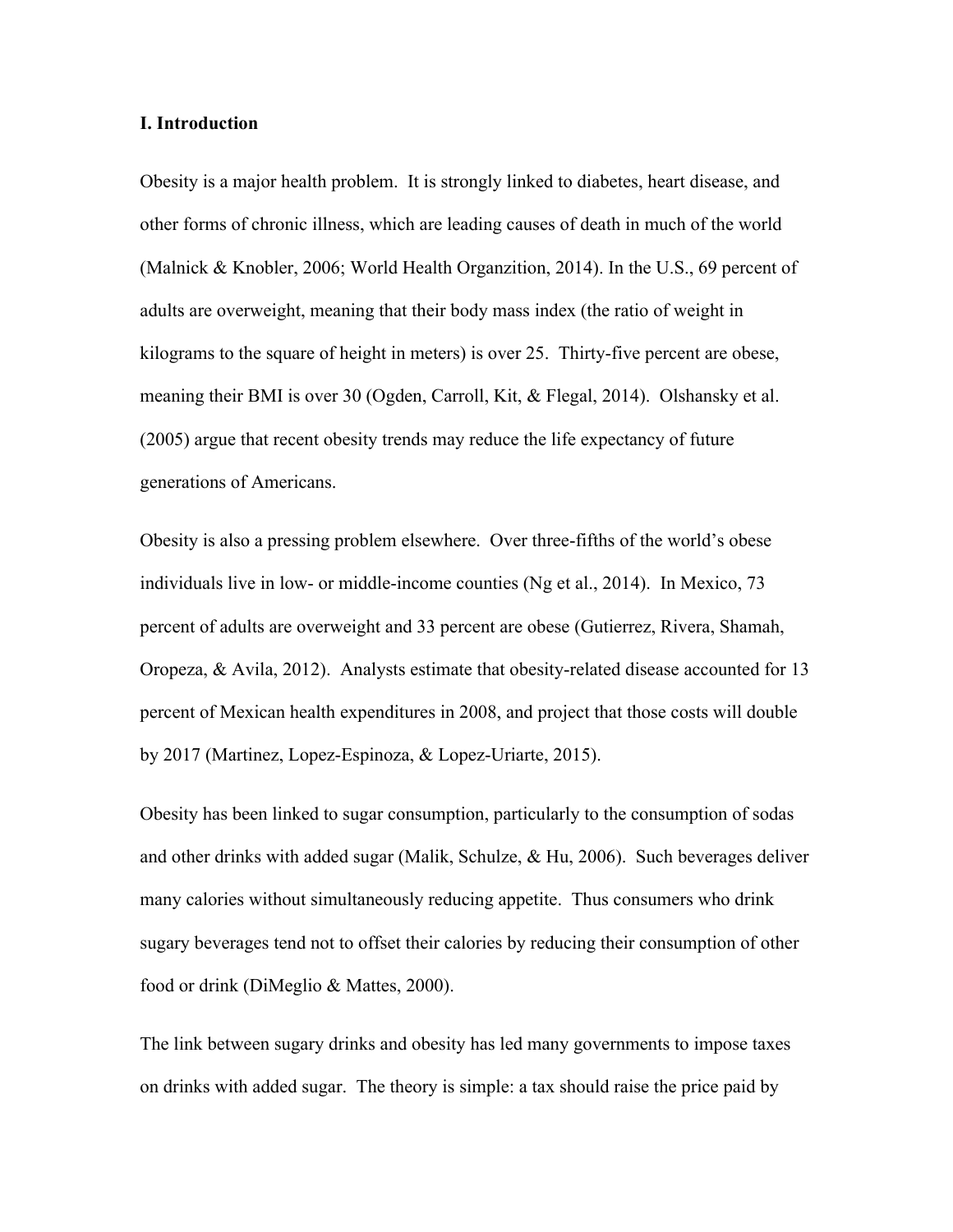**I. Introduction**

Obesity is a major health problem. It is strongly linked to diabetes, heart disease, and other forms of chronic illness, which are leading causes of death in much of the world (Malnick & Knobler, 2006; World Health Organzition, 2014). In the U.S., 69 percent of adults are overweight, meaning that their body mass index (the ratio of weight in kilograms to the square of height in meters) is over 25. Thirty-five percent are obese, meaning their BMI is over 30 (Ogden, Carroll, Kit, & Flegal, 2014). Olshansky et al. (2005) argue that recent obesity trends may reduce the life expectancy of future generations of Americans.

Obesity is also a pressing problem elsewhere. Over three-fifths of the world's obese individuals live in low- or middle-income counties (Ng et al., 2014). In Mexico, 73 percent of adults are overweight and 33 percent are obese (Gutierrez, Rivera, Shamah, Oropeza, & Avila, 2012). Analysts estimate that obesity-related disease accounted for 13 percent of Mexican health expenditures in 2008, and project that those costs will double by 2017 (Martinez, Lopez-Espinoza, & Lopez-Uriarte, 2015).

Obesity has been linked to sugar consumption, particularly to the consumption of sodas and other drinks with added sugar (Malik, Schulze, & Hu, 2006). Such beverages deliver many calories without simultaneously reducing appetite. Thus consumers who drink sugary beverages tend not to offset their calories by reducing their consumption of other food or drink (DiMeglio & Mattes, 2000).

The link between sugary drinks and obesity has led many governments to impose taxes on drinks with added sugar. The theory is simple: a tax should raise the price paid by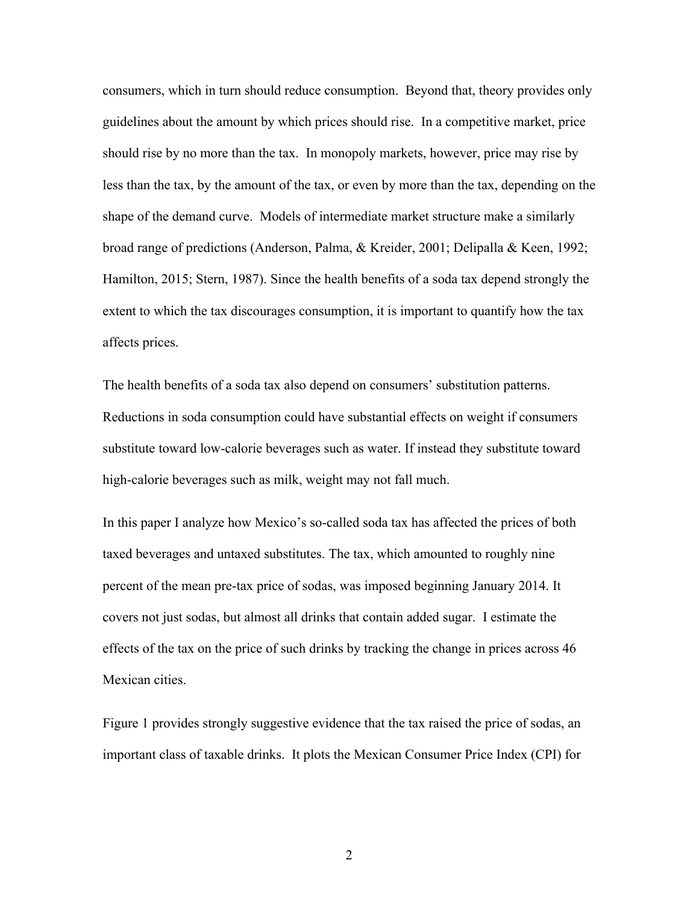consumers, which in turn should reduce consumption. Beyond that, theory provides only guidelines about the amount by which prices should rise. In a competitive market, price should rise by no more than the tax. In monopoly markets, however, price may rise by less than the tax, by the amount of the tax, or even by more than the tax, depending on the shape of the demand curve. Models of intermediate market structure make a similarly broad range of predictions (Anderson, Palma, & Kreider, 2001; Delipalla & Keen, 1992; Hamilton, 2015; Stern, 1987). Since the health benefits of a soda tax depend strongly the extent to which the tax discourages consumption, it is important to quantify how the tax affects prices.

The health benefits of a soda tax also depend on consumers' substitution patterns. Reductions in soda consumption could have substantial effects on weight if consumers substitute toward low-calorie beverages such as water. If instead they substitute toward high-calorie beverages such as milk, weight may not fall much.

In this paper I analyze how Mexico's so-called soda tax has affected the prices of both taxed beverages and untaxed substitutes. The tax, which amounted to roughly nine percent of the mean pre-tax price of sodas, was imposed beginning January 2014. It covers not just sodas, but almost all drinks that contain added sugar. I estimate the effects of the tax on the price of such drinks by tracking the change in prices across 46 Mexican cities.

Figure 1 provides strongly suggestive evidence that the tax raised the price of sodas, an important class of taxable drinks. It plots the Mexican Consumer Price Index (CPI) for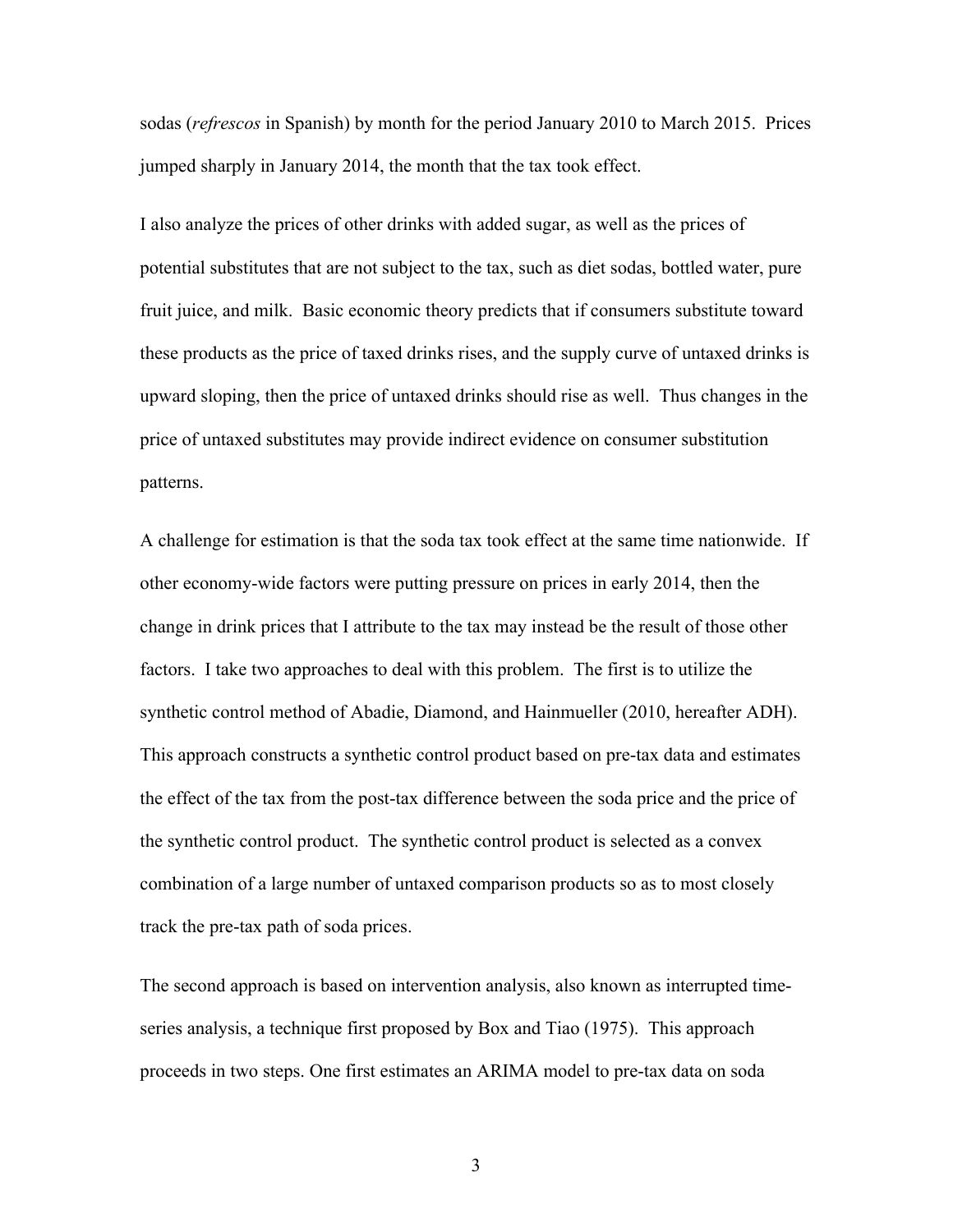sodas (*refrescos* in Spanish) by month for the period January 2010 to March 2015. Prices jumped sharply in January 2014, the month that the tax took effect.

I also analyze the prices of other drinks with added sugar, as well as the prices of potential substitutes that are not subject to the tax, such as diet sodas, bottled water, pure fruit juice, and milk. Basic economic theory predicts that if consumers substitute toward these products as the price of taxed drinks rises, and the supply curve of untaxed drinks is upward sloping, then the price of untaxed drinks should rise as well. Thus changes in the price of untaxed substitutes may provide indirect evidence on consumer substitution patterns.

A challenge for estimation is that the soda tax took effect at the same time nationwide. If other economy-wide factors were putting pressure on prices in early 2014, then the change in drink prices that I attribute to the tax may instead be the result of those other factors. I take two approaches to deal with this problem. The first is to utilize the synthetic control method of Abadie, Diamond, and Hainmueller (2010, hereafter ADH). This approach constructs a synthetic control product based on pre-tax data and estimates the effect of the tax from the post-tax difference between the soda price and the price of the synthetic control product. The synthetic control product is selected as a convex combination of a large number of untaxed comparison products so as to most closely track the pre-tax path of soda prices.

The second approach is based on intervention analysis, also known as interrupted time-series analysis, a technique first proposed by Box and Tiao (1975). This approach proceeds in two steps. One first estimates an ARIMA model to pre-tax data on soda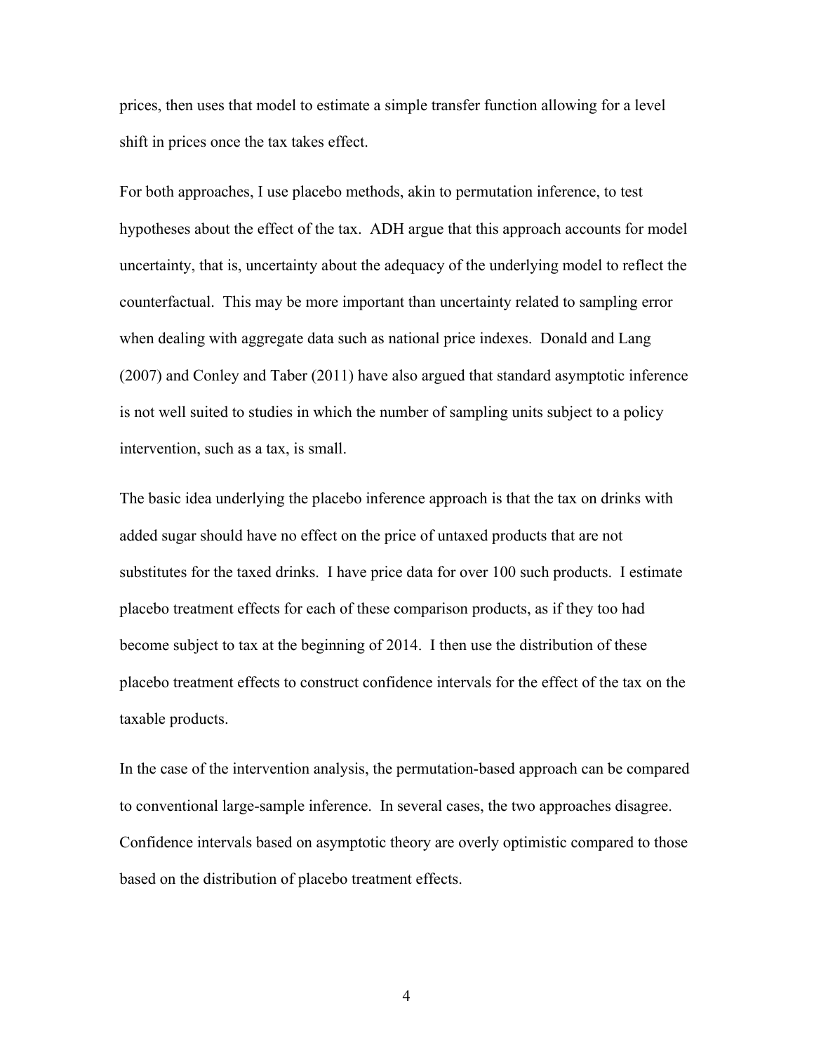prices, then uses that model to estimate a simple transfer function allowing for a level shift in prices once the tax takes effect.

For both approaches, I use placebo methods, akin to permutation inference, to test hypotheses about the effect of the tax. ADH argue that this approach accounts for model uncertainty, that is, uncertainty about the adequacy of the underlying model to reflect the counterfactual. This may be more important than uncertainty related to sampling error when dealing with aggregate data such as national price indexes. Donald and Lang (2007) and Conley and Taber (2011) have also argued that standard asymptotic inference is not well suited to studies in which the number of sampling units subject to a policy intervention, such as a tax, is small.

The basic idea underlying the placebo inference approach is that the tax on drinks with added sugar should have no effect on the price of untaxed products that are not substitutes for the taxed drinks. I have price data for over 100 such products. I estimate placebo treatment effects for each of these comparison products, as if they too had become subject to tax at the beginning of 2014. I then use the distribution of these placebo treatment effects to construct confidence intervals for the effect of the tax on the taxable products.

In the case of the intervention analysis, the permutation-based approach can be compared to conventional large-sample inference. In several cases, the two approaches disagree. Confidence intervals based on asymptotic theory are overly optimistic compared to those based on the distribution of placebo treatment effects.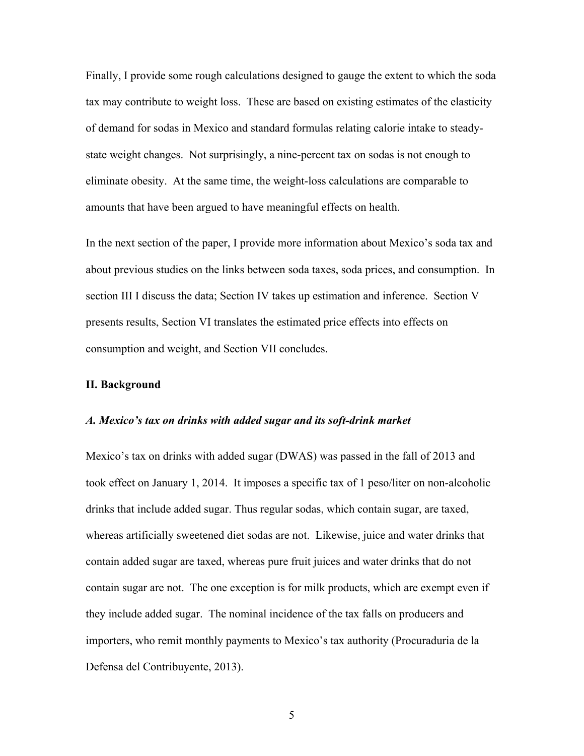Finally, I provide some rough calculations designed to gauge the extent to which the soda tax may contribute to weight loss. These are based on existing estimates of the elasticity of demand for sodas in Mexico and standard formulas relating calorie intake to steady-state weight changes. Not surprisingly, a nine-percent tax on sodas is not enough to eliminate obesity. At the same time, the weight-loss calculations are comparable to amounts that have been argued to have meaningful effects on health.

In the next section of the paper, I provide more information about Mexico's soda tax and about previous studies on the links between soda taxes, soda prices, and consumption. In section III I discuss the data; Section IV takes up estimation and inference. Section V presents results, Section VI translates the estimated price effects into effects on consumption and weight, and Section VII concludes.

## II. Background

### *A. Mexico's tax on drinks with added sugar and its soft-drink market*

Mexico's tax on drinks with added sugar (DWAS) was passed in the fall of 2013 and took effect on January 1, 2014. It imposes a specific tax of 1 peso/liter on non-alcoholic drinks that include added sugar. Thus regular sodas, which contain sugar, are taxed, whereas artificially sweetened diet sodas are not. Likewise, juice and water drinks that contain added sugar are taxed, whereas pure fruit juices and water drinks that do not contain sugar are not. The one exception is for milk products, which are exempt even if they include added sugar. The nominal incidence of the tax falls on producers and importers, who remit monthly payments to Mexico's tax authority (Procuraduria de la Defensa del Contribuyente, 2013).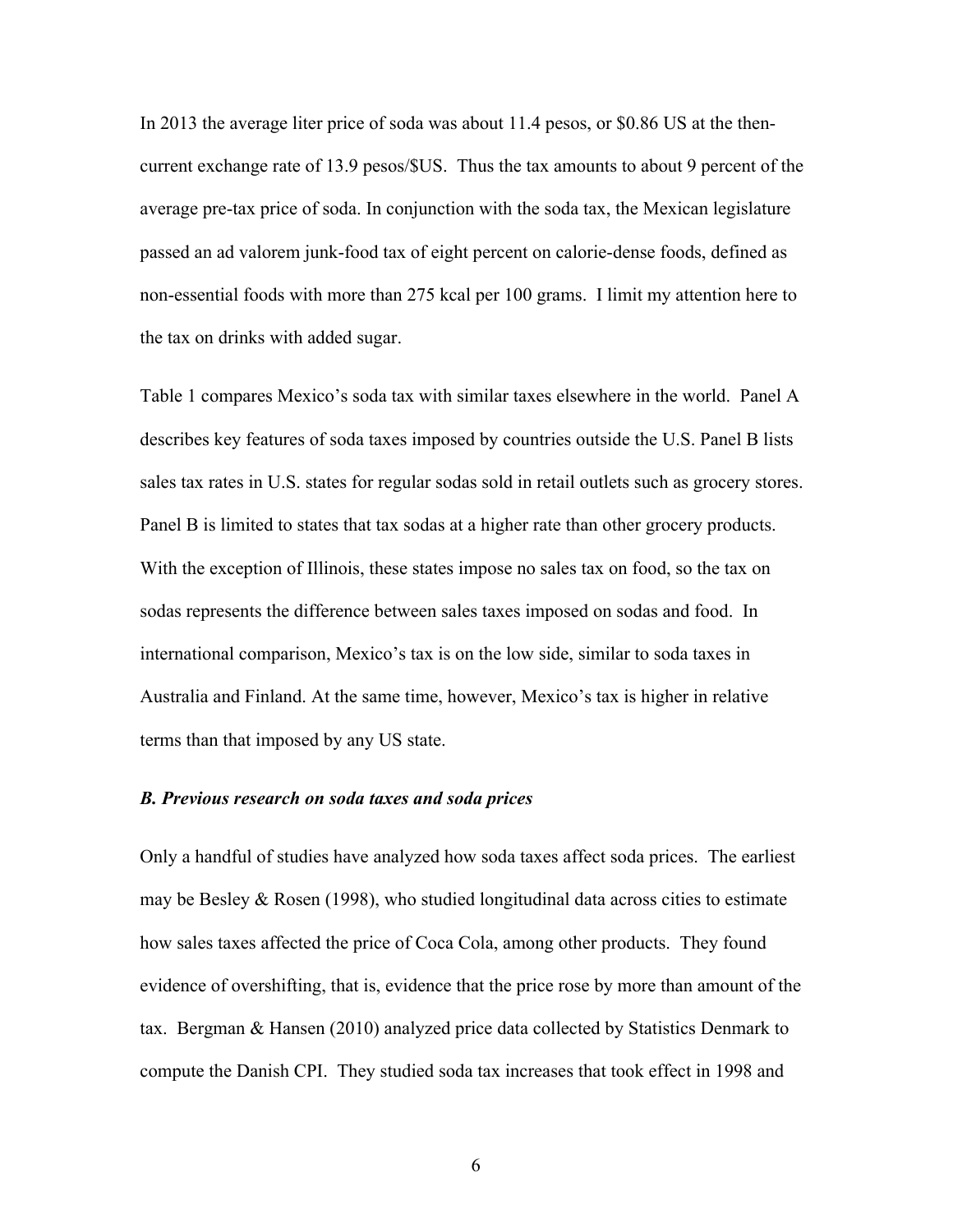In 2013 the average liter price of soda was about 11.4 pesos, or $0.86 US at the then-current exchange rate of 13.9 pesos/$US. Thus the tax amounts to about 9 percent of the average pre-tax price of soda. In conjunction with the soda tax, the Mexican legislature passed an ad valorem junk-food tax of eight percent on calorie-dense foods, defined as non-essential foods with more than 275 kcal per 100 grams. I limit my attention here to the tax on drinks with added sugar.

Table 1 compares Mexico's soda tax with similar taxes elsewhere in the world. Panel A describes key features of soda taxes imposed by countries outside the U.S. Panel B lists sales tax rates in U.S. states for regular sodas sold in retail outlets such as grocery stores. Panel B is limited to states that tax sodas at a higher rate than other grocery products. With the exception of Illinois, these states impose no sales tax on food, so the tax on sodas represents the difference between sales taxes imposed on sodas and food. In international comparison, Mexico's tax is on the low side, similar to soda taxes in Australia and Finland. At the same time, however, Mexico's tax is higher in relative terms than that imposed by any US state.

### *B. Previous research on soda taxes and soda prices*

Only a handful of studies have analyzed how soda taxes affect soda prices. The earliest may be Besley & Rosen (1998), who studied longitudinal data across cities to estimate how sales taxes affected the price of Coca Cola, among other products. They found evidence of overshifting, that is, evidence that the price rose by more than amount of the tax. Bergman & Hansen (2010) analyzed price data collected by Statistics Denmark to compute the Danish CPI. They studied soda tax increases that took effect in 1998 and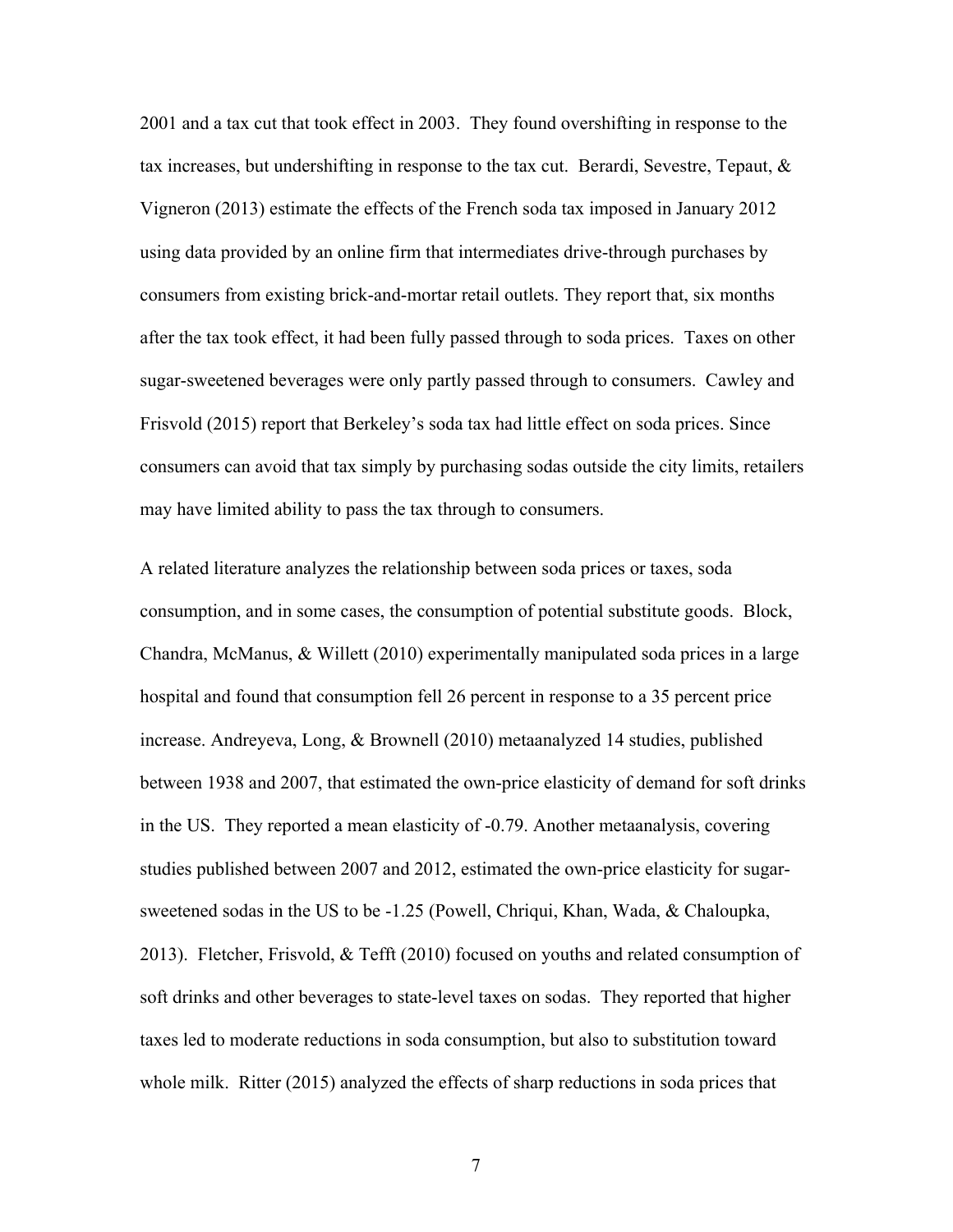2001 and a tax cut that took effect in 2003. They found overshifting in response to the tax increases, but undershifting in response to the tax cut. Berardi, Sevestre, Tepaut, & Vigneron (2013) estimate the effects of the French soda tax imposed in January 2012 using data provided by an online firm that intermediates drive-through purchases by consumers from existing brick-and-mortar retail outlets. They report that, six months after the tax took effect, it had been fully passed through to soda prices. Taxes on other sugar-sweetened beverages were only partly passed through to consumers. Cawley and Frisvold (2015) report that Berkeley's soda tax had little effect on soda prices. Since consumers can avoid that tax simply by purchasing sodas outside the city limits, retailers may have limited ability to pass the tax through to consumers.

A related literature analyzes the relationship between soda prices or taxes, soda consumption, and in some cases, the consumption of potential substitute goods. Block, Chandra, McManus, & Willett (2010) experimentally manipulated soda prices in a large hospital and found that consumption fell 26 percent in response to a 35 percent price increase. Andreyeva, Long, & Brownell (2010) metaanalyzed 14 studies, published between 1938 and 2007, that estimated the own-price elasticity of demand for soft drinks in the US. They reported a mean elasticity of -0.79. Another metaanalysis, covering studies published between 2007 and 2012, estimated the own-price elasticity for sugar-sweetened sodas in the US to be -1.25 (Powell, Chriqui, Khan, Wada, & Chaloupka, 2013). Fletcher, Frisvold, & Tefft (2010) focused on youths and related consumption of soft drinks and other beverages to state-level taxes on sodas. They reported that higher taxes led to moderate reductions in soda consumption, but also to substitution toward whole milk. Ritter (2015) analyzed the effects of sharp reductions in soda prices that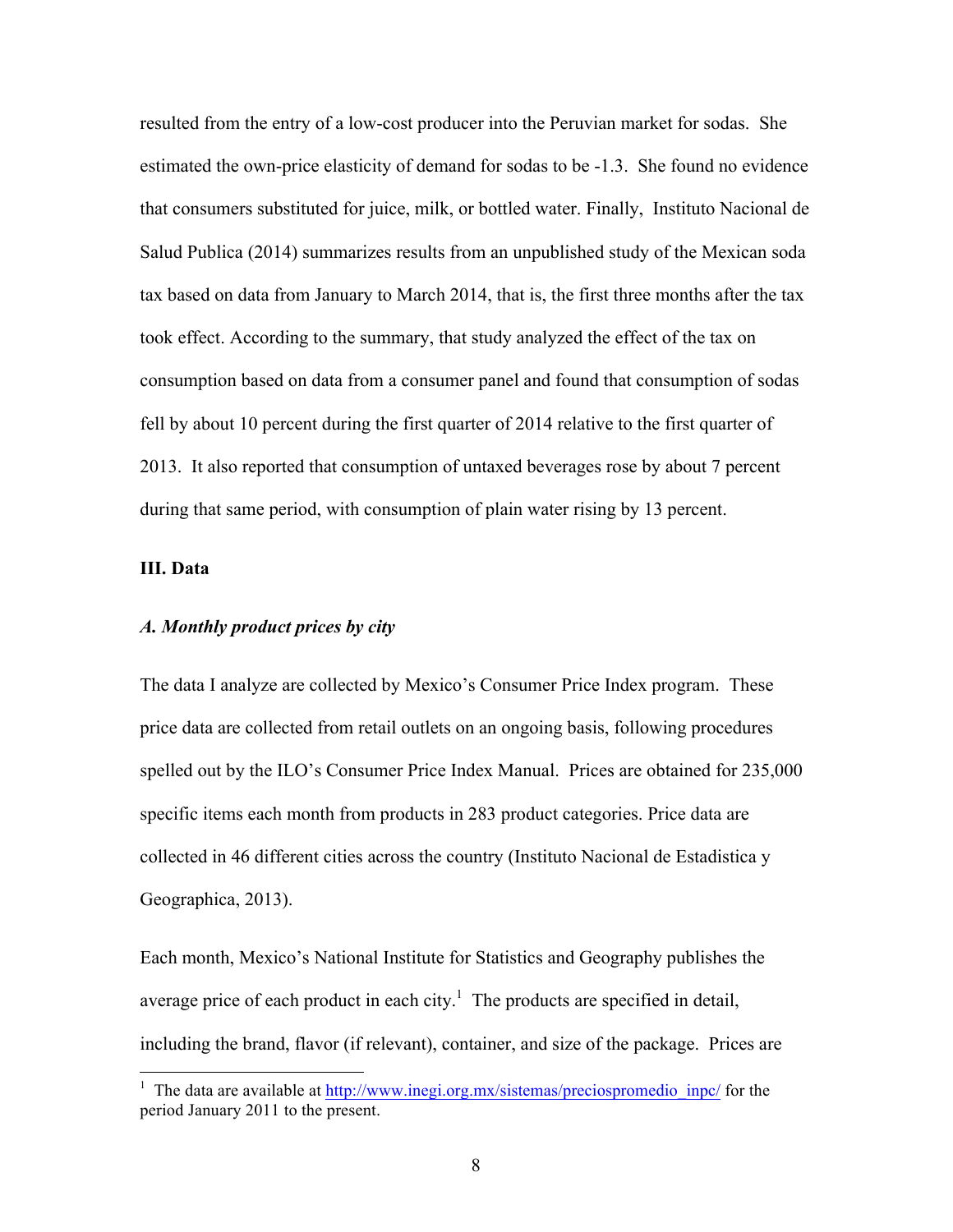resulted from the entry of a low-cost producer into the Peruvian market for sodas. She estimated the own-price elasticity of demand for sodas to be -1.3. She found no evidence that consumers substituted for juice, milk, or bottled water. Finally, Instituto Nacional de Salud Publica (2014) summarizes results from an unpublished study of the Mexican soda tax based on data from January to March 2014, that is, the first three months after the tax took effect. According to the summary, that study analyzed the effect of the tax on consumption based on data from a consumer panel and found that consumption of sodas fell by about 10 percent during the first quarter of 2014 relative to the first quarter of 2013. It also reported that consumption of untaxed beverages rose by about 7 percent during that same period, with consumption of plain water rising by 13 percent.

### III. Data

#### *A. Monthly product prices by city*

The data I analyze are collected by Mexico's Consumer Price Index program. These price data are collected from retail outlets on an ongoing basis, following procedures spelled out by the ILO's Consumer Price Index Manual. Prices are obtained for 235,000 specific items each month from products in 283 product categories. Price data are collected in 46 different cities across the country (Instituto Nacional de Estadistica y Geographica, 2013).

Each month, Mexico's National Institute for Statistics and Geography publishes the average price of each product in each city.[1] The products are specified in detail, including the brand, flavor (if relevant), container, and size of the package. Prices are

[1] The data are available at http://www.inegi.org.mx/sistemas/preciospromedio_inpc/ for the period January 2011 to the present.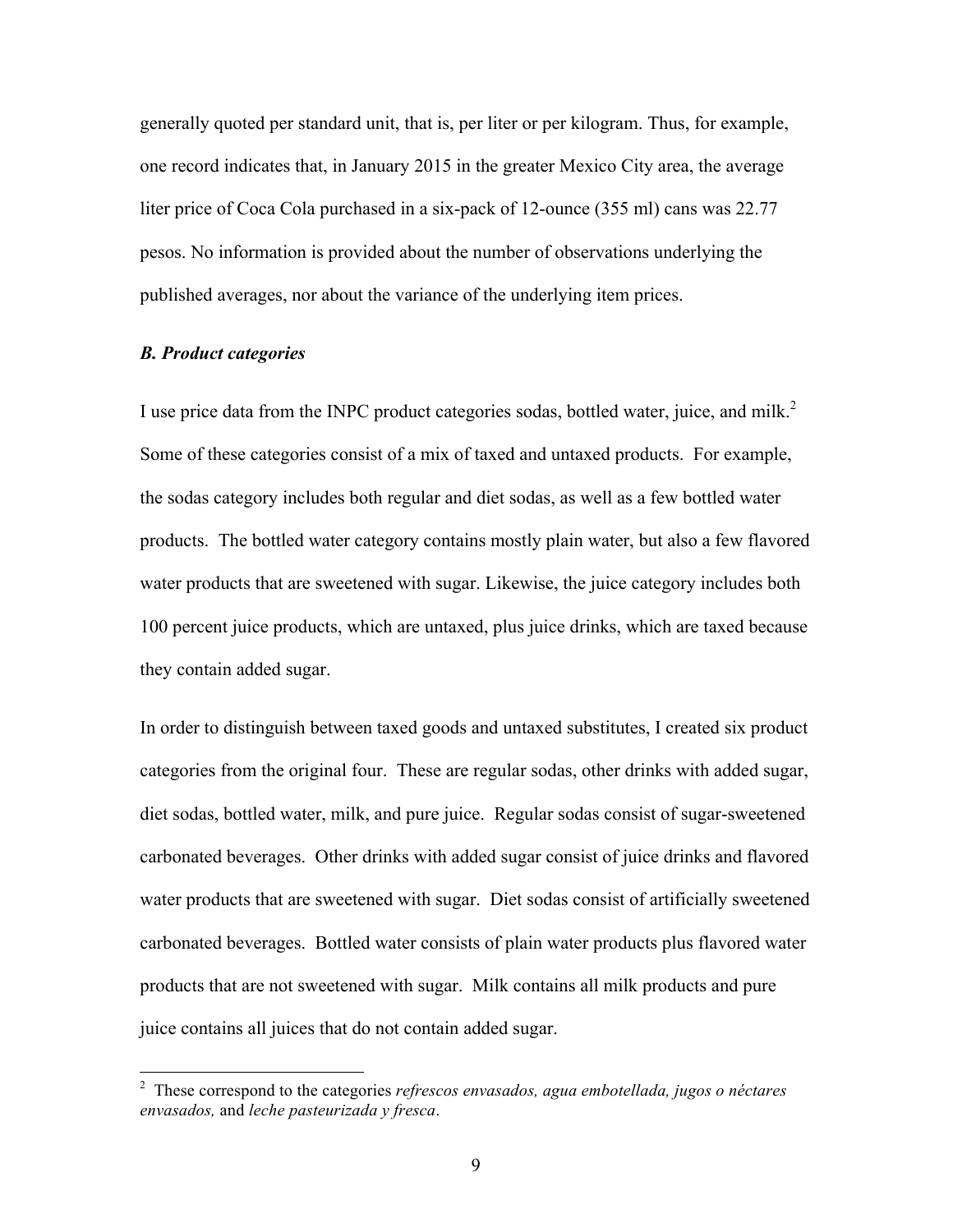generally quoted per standard unit, that is, per liter or per kilogram. Thus, for example, one record indicates that, in January 2015 in the greater Mexico City area, the average liter price of Coca Cola purchased in a six-pack of 12-ounce (355 ml) cans was 22.77 pesos. No information is provided about the number of observations underlying the published averages, nor about the variance of the underlying item prices.

### *B. Product categories*

I use price data from the INPC product categories sodas, bottled water, juice, and milk.[2] Some of these categories consist of a mix of taxed and untaxed products. For example, the sodas category includes both regular and diet sodas, as well as a few bottled water products. The bottled water category contains mostly plain water, but also a few flavored water products that are sweetened with sugar. Likewise, the juice category includes both 100 percent juice products, which are untaxed, plus juice drinks, which are taxed because they contain added sugar.

In order to distinguish between taxed goods and untaxed substitutes, I created six product categories from the original four. These are regular sodas, other drinks with added sugar, diet sodas, bottled water, milk, and pure juice. Regular sodas consist of sugar-sweetened carbonated beverages. Other drinks with added sugar consist of juice drinks and flavored water products that are sweetened with sugar. Diet sodas consist of artificially sweetened carbonated beverages. Bottled water consists of plain water products plus flavored water products that are not sweetened with sugar. Milk contains all milk products and pure juice contains all juices that do not contain added sugar.

[2] These correspond to the categories *refrescos envasados, agua embotellada, jugos o néctares envasados,* and *leche pasteurizada y fresca*.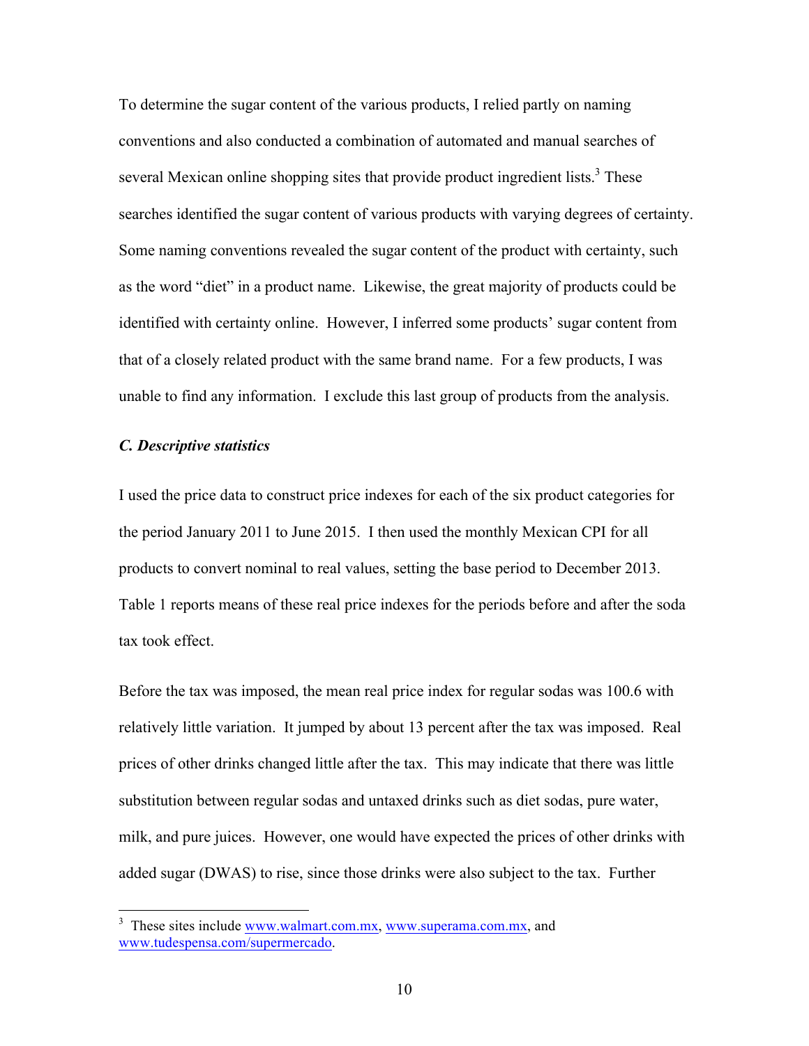To determine the sugar content of the various products, I relied partly on naming conventions and also conducted a combination of automated and manual searches of several Mexican online shopping sites that provide product ingredient lists.[3] These searches identified the sugar content of various products with varying degrees of certainty. Some naming conventions revealed the sugar content of the product with certainty, such as the word "diet" in a product name. Likewise, the great majority of products could be identified with certainty online. However, I inferred some products' sugar content from that of a closely related product with the same brand name. For a few products, I was unable to find any information. I exclude this last group of products from the analysis.

### *C. Descriptive statistics*

I used the price data to construct price indexes for each of the six product categories for the period January 2011 to June 2015. I then used the monthly Mexican CPI for all products to convert nominal to real values, setting the base period to December 2013. Table 1 reports means of these real price indexes for the periods before and after the soda tax took effect.

Before the tax was imposed, the mean real price index for regular sodas was 100.6 with relatively little variation. It jumped by about 13 percent after the tax was imposed. Real prices of other drinks changed little after the tax. This may indicate that there was little substitution between regular sodas and untaxed drinks such as diet sodas, pure water, milk, and pure juices. However, one would have expected the prices of other drinks with added sugar (DWAS) to rise, since those drinks were also subject to the tax. Further

---

[3] These sites include www.walmart.com.mx, www.superama.com.mx, and www.tudespensa.com/supermercado.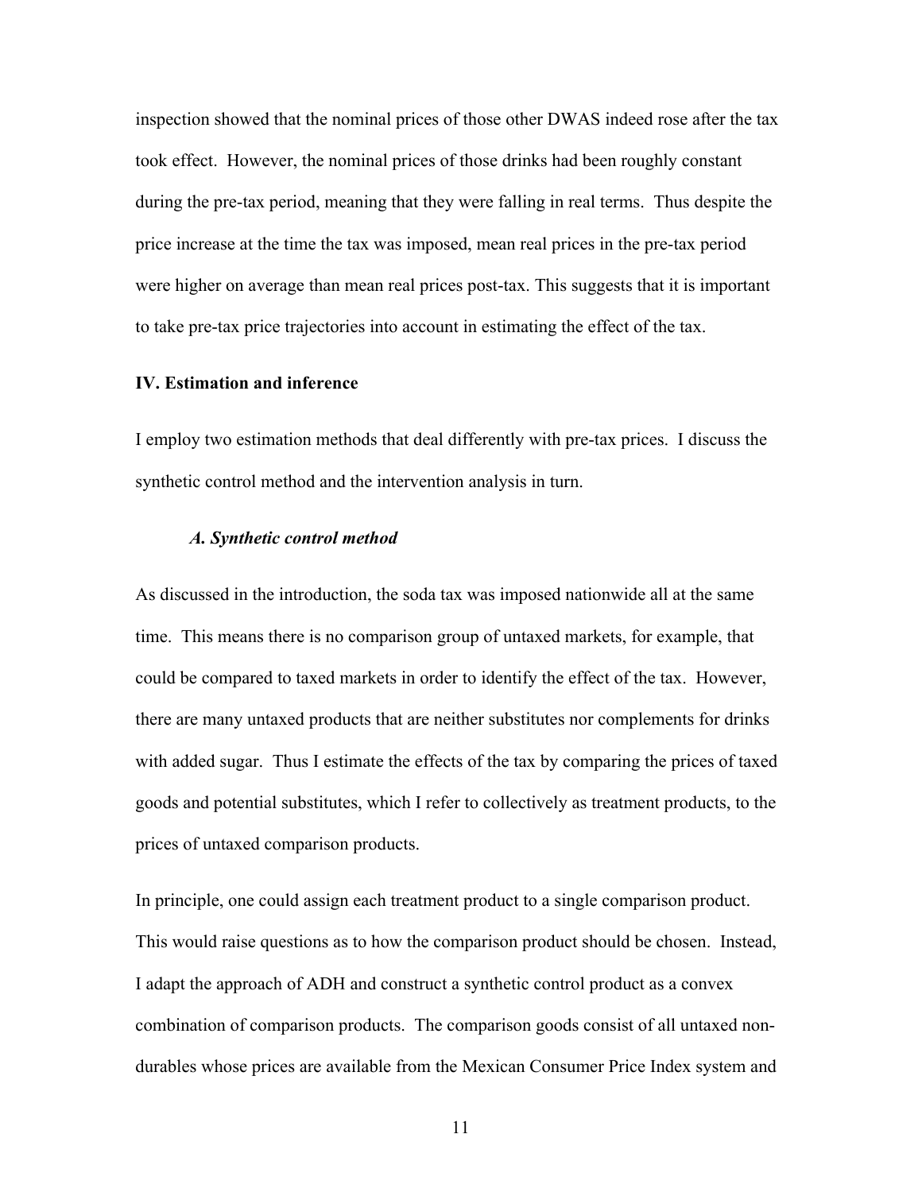inspection showed that the nominal prices of those other DWAS indeed rose after the tax took effect. However, the nominal prices of those drinks had been roughly constant during the pre-tax period, meaning that they were falling in real terms. Thus despite the price increase at the time the tax was imposed, mean real prices in the pre-tax period were higher on average than mean real prices post-tax. This suggests that it is important to take pre-tax price trajectories into account in estimating the effect of the tax.

## IV. Estimation and inference

I employ two estimation methods that deal differently with pre-tax prices. I discuss the synthetic control method and the intervention analysis in turn.

### *A. Synthetic control method*

As discussed in the introduction, the soda tax was imposed nationwide all at the same time. This means there is no comparison group of untaxed markets, for example, that could be compared to taxed markets in order to identify the effect of the tax. However, there are many untaxed products that are neither substitutes nor complements for drinks with added sugar. Thus I estimate the effects of the tax by comparing the prices of taxed goods and potential substitutes, which I refer to collectively as treatment products, to the prices of untaxed comparison products.

In principle, one could assign each treatment product to a single comparison product. This would raise questions as to how the comparison product should be chosen. Instead, I adapt the approach of ADH and construct a synthetic control product as a convex combination of comparison products. The comparison goods consist of all untaxed non-durables whose prices are available from the Mexican Consumer Price Index system and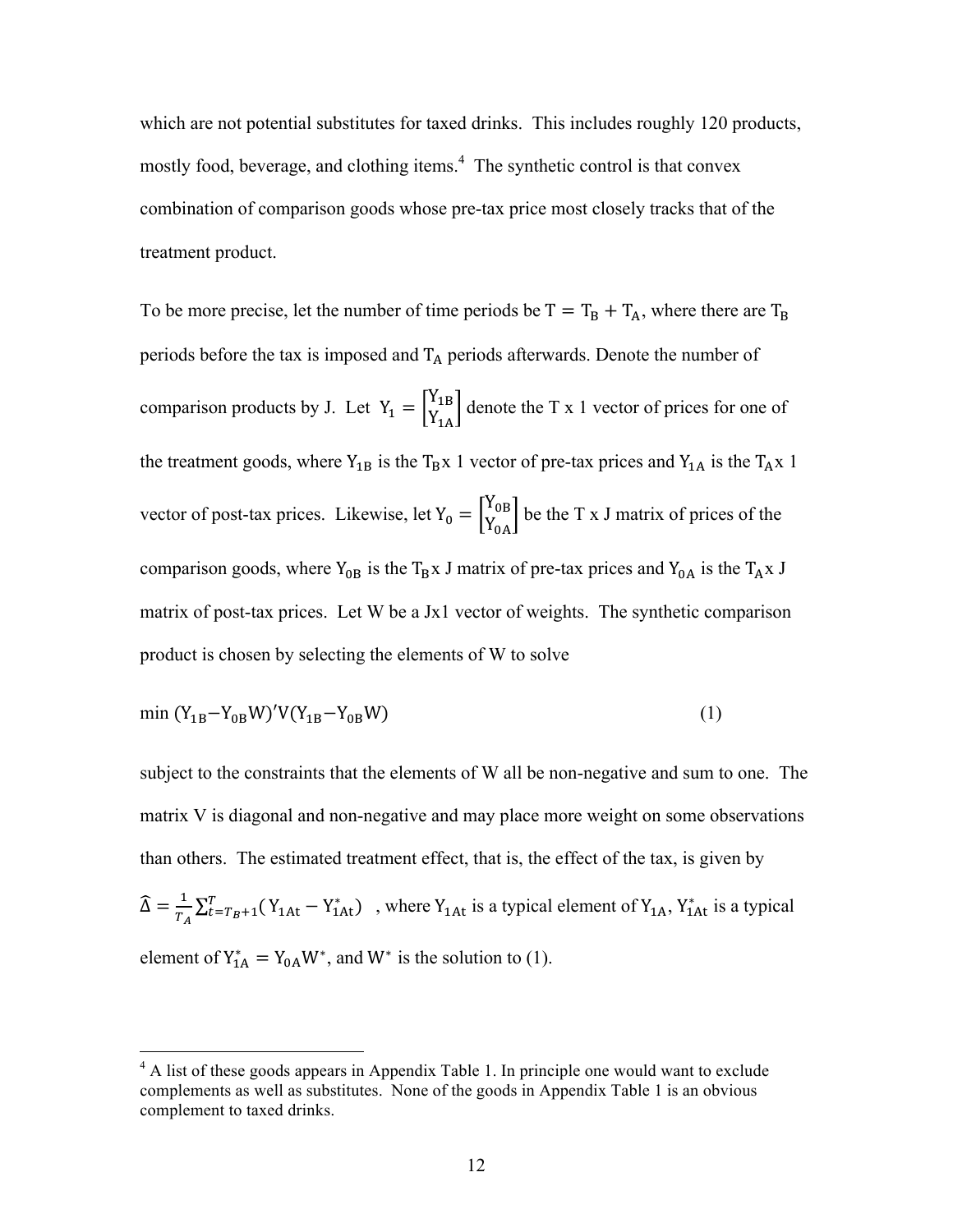which are not potential substitutes for taxed drinks. This includes roughly 120 products, mostly food, beverage, and clothing items.[4] The synthetic control is that convex combination of comparison goods whose pre-tax price most closely tracks that of the treatment product.

To be more precise, let the number of time periods be $T = T_B + T_A$, where there are $T_B$ periods before the tax is imposed and $T_A$ periods afterwards. Denote the number of comparison products by J. Let $Y_1 = \begin{bmatrix} Y_{1B} \\ Y_{1A} \end{bmatrix}$ denote the T x 1 vector of prices for one of the treatment goods, where $Y_{1B}$ is the $T_B$ x 1 vector of pre-tax prices and $Y_{1A}$ is the $T_A$ x 1 vector of post-tax prices. Likewise, let $Y_0 = \begin{bmatrix} Y_{0B} \\ Y_{0A} \end{bmatrix}$ be the T x J matrix of prices of the comparison goods, where $Y_{0B}$ is the $T_B$ x J matrix of pre-tax prices and $Y_{0A}$ is the $T_A$ x J matrix of post-tax prices. Let W be a Jx1 vector of weights. The synthetic comparison product is chosen by selecting the elements of W to solve

$$\min\ (Y_{1B} - Y_{0B}W)'V(Y_{1B} - Y_{0B}W) \tag{1}$$

subject to the constraints that the elements of W all be non-negative and sum to one. The matrix V is diagonal and non-negative and may place more weight on some observations than others. The estimated treatment effect, that is, the effect of the tax, is given by $\hat{\Delta} = \frac{1}{T_A}\sum_{t=T_B+1}^{T}(Y_{1At} - Y_{1At}^{*})$ , where $Y_{1At}$ is a typical element of $Y_{1A}$, $Y_{1At}^{*}$ is a typical element of $Y_{1A}^{*} = Y_{0A}W^{*}$, and $W^{*}$ is the solution to (1).

[4] A list of these goods appears in Appendix Table 1. In principle one would want to exclude complements as well as substitutes. None of the goods in Appendix Table 1 is an obvious complement to taxed drinks.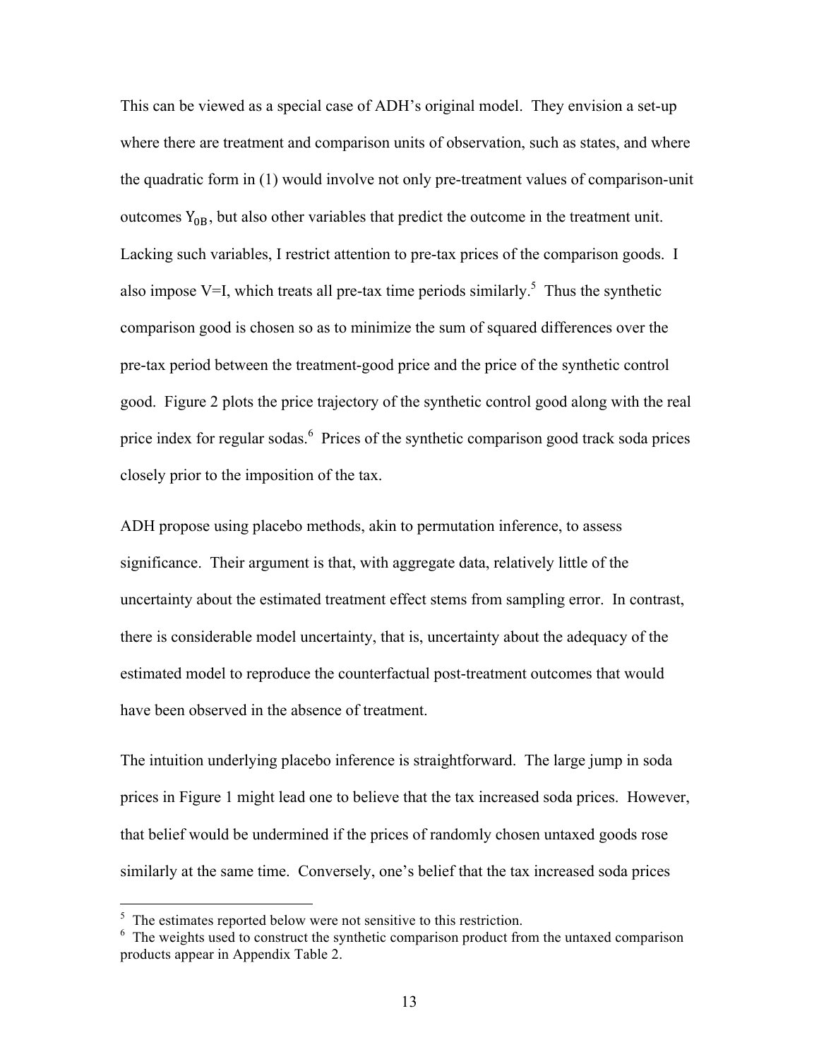This can be viewed as a special case of ADH's original model. They envision a set-up where there are treatment and comparison units of observation, such as states, and where the quadratic form in (1) would involve not only pre-treatment values of comparison-unit outcomes $Y_{0B}$, but also other variables that predict the outcome in the treatment unit. Lacking such variables, I restrict attention to pre-tax prices of the comparison goods. I also impose V=I, which treats all pre-tax time periods similarly.[5] Thus the synthetic comparison good is chosen so as to minimize the sum of squared differences over the pre-tax period between the treatment-good price and the price of the synthetic control good. Figure 2 plots the price trajectory of the synthetic control good along with the real price index for regular sodas.[6] Prices of the synthetic comparison good track soda prices closely prior to the imposition of the tax.

ADH propose using placebo methods, akin to permutation inference, to assess significance. Their argument is that, with aggregate data, relatively little of the uncertainty about the estimated treatment effect stems from sampling error. In contrast, there is considerable model uncertainty, that is, uncertainty about the adequacy of the estimated model to reproduce the counterfactual post-treatment outcomes that would have been observed in the absence of treatment.

The intuition underlying placebo inference is straightforward. The large jump in soda prices in Figure 1 might lead one to believe that the tax increased soda prices. However, that belief would be undermined if the prices of randomly chosen untaxed goods rose similarly at the same time. Conversely, one's belief that the tax increased soda prices

---

[5] The estimates reported below were not sensitive to this restriction.

[6] The weights used to construct the synthetic comparison product from the untaxed comparison products appear in Appendix Table 2.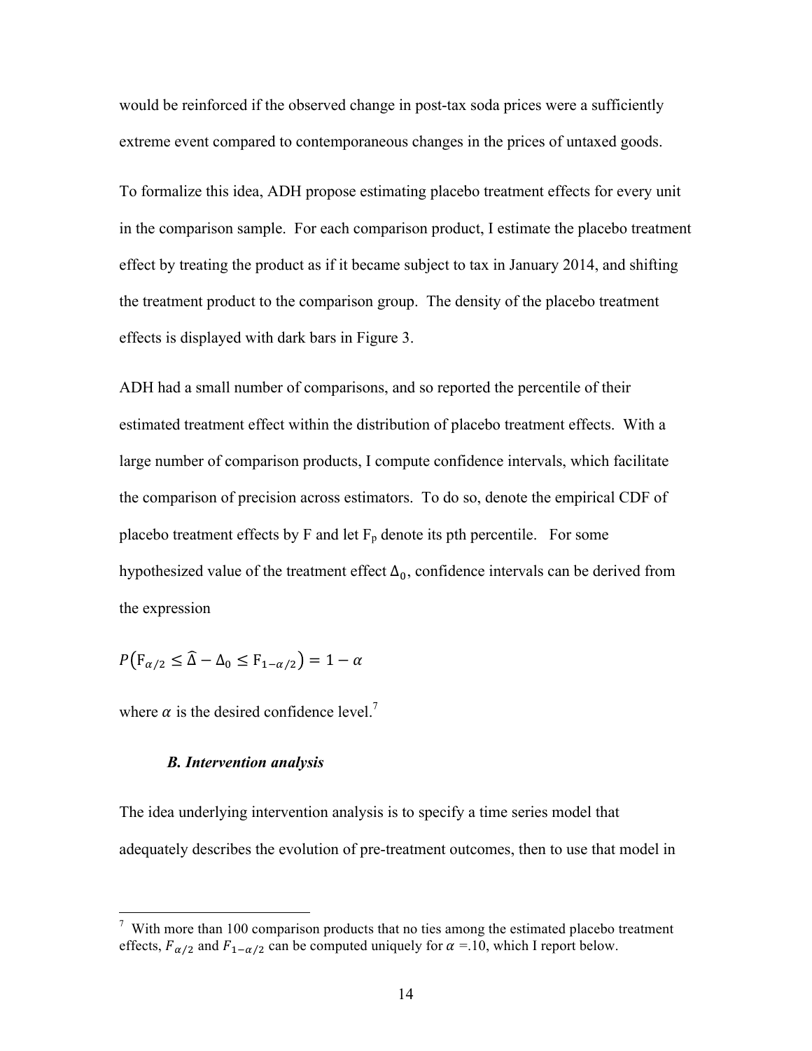would be reinforced if the observed change in post-tax soda prices were a sufficiently extreme event compared to contemporaneous changes in the prices of untaxed goods.

To formalize this idea, ADH propose estimating placebo treatment effects for every unit in the comparison sample. For each comparison product, I estimate the placebo treatment effect by treating the product as if it became subject to tax in January 2014, and shifting the treatment product to the comparison group. The density of the placebo treatment effects is displayed with dark bars in Figure 3.

ADH had a small number of comparisons, and so reported the percentile of their estimated treatment effect within the distribution of placebo treatment effects. With a large number of comparison products, I compute confidence intervals, which facilitate the comparison of precision across estimators. To do so, denote the empirical CDF of placebo treatment effects by F and let $F_p$ denote its pth percentile. For some hypothesized value of the treatment effect $\Delta_0$, confidence intervals can be derived from the expression

$$P\left(F_{\alpha/2} \leq \hat{\Delta} - \Delta_0 \leq F_{1-\alpha/2}\right) = 1 - \alpha$$

where $\alpha$ is the desired confidence level.[7]

### *B. Intervention analysis*

The idea underlying intervention analysis is to specify a time series model that adequately describes the evolution of pre-treatment outcomes, then to use that model in

[7] With more than 100 comparison products that no ties among the estimated placebo treatment effects, $F_{\alpha/2}$ and $F_{1-\alpha/2}$ can be computed uniquely for $\alpha$ =.10, which I report below.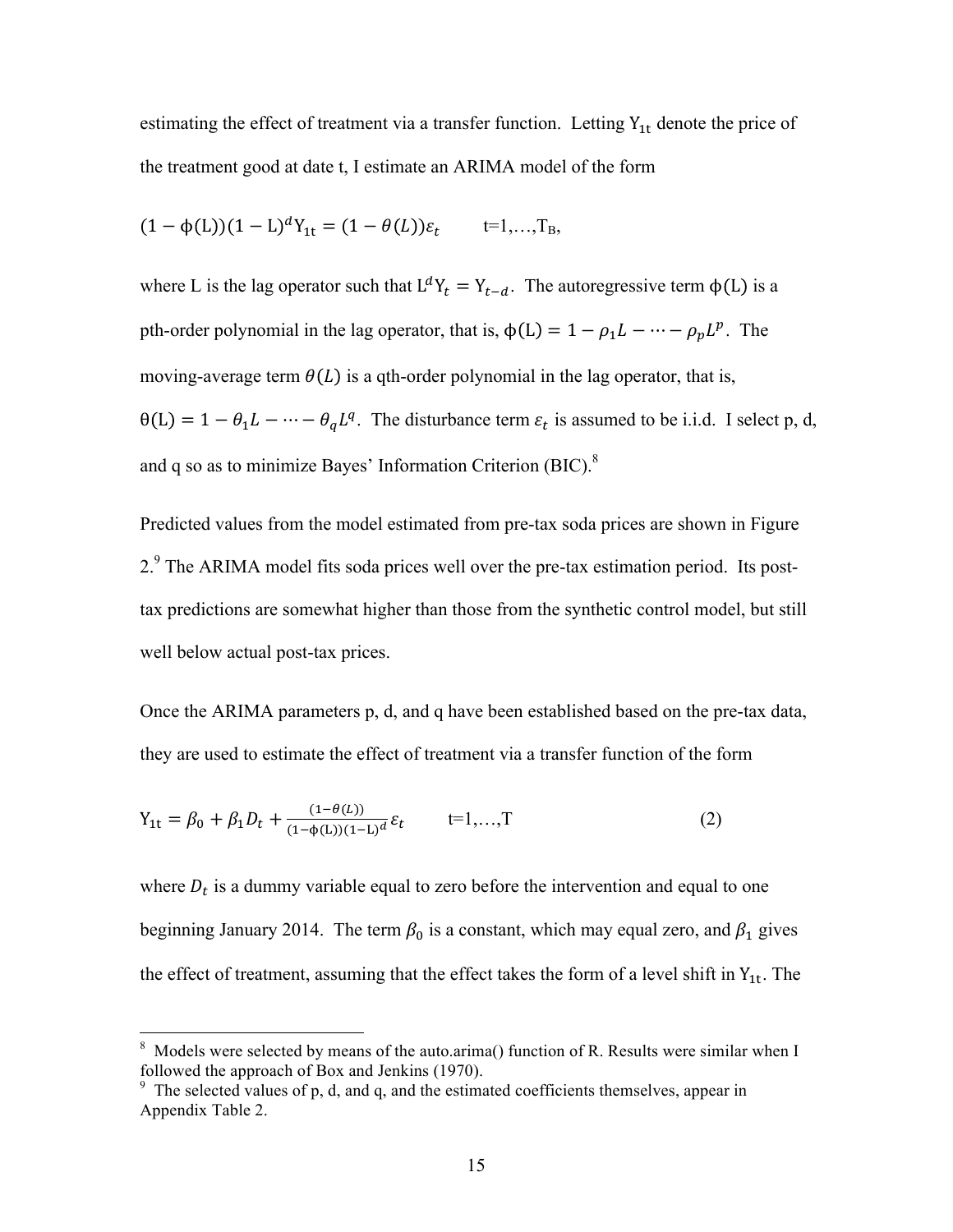estimating the effect of treatment via a transfer function. Letting $Y_{1t}$ denote the price of the treatment good at date t, I estimate an ARIMA model of the form

$$(1 - \phi(L))(1 - L)^d Y_{1t} = (1 - \theta(L))\varepsilon_t \qquad t=1,\ldots,T_B,$$

where L is the lag operator such that $L^d Y_t = Y_{t-d}$. The autoregressive term $\phi(L)$ is a pth-order polynomial in the lag operator, that is, $\phi(L) = 1 - \rho_1 L - \cdots - \rho_p L^p$. The moving-average term $\theta(L)$ is a qth-order polynomial in the lag operator, that is, $\theta(L) = 1 - \theta_1 L - \cdots - \theta_q L^q$. The disturbance term $\varepsilon_t$ is assumed to be i.i.d. I select p, d, and q so as to minimize Bayes' Information Criterion (BIC).[8]

Predicted values from the model estimated from pre-tax soda prices are shown in Figure 2.[9] The ARIMA model fits soda prices well over the pre-tax estimation period. Its post-tax predictions are somewhat higher than those from the synthetic control model, but still well below actual post-tax prices.

Once the ARIMA parameters p, d, and q have been established based on the pre-tax data, they are used to estimate the effect of treatment via a transfer function of the form

$$Y_{1t} = \beta_0 + \beta_1 D_t + \frac{(1-\theta(L))}{(1-\phi(L))(1-L)^d}\varepsilon_t \qquad t=1,\ldots,T \qquad (2)$$

where $D_t$ is a dummy variable equal to zero before the intervention and equal to one beginning January 2014. The term $\beta_0$ is a constant, which may equal zero, and $\beta_1$ gives the effect of treatment, assuming that the effect takes the form of a level shift in $Y_{1t}$. The

[8] Models were selected by means of the auto.arima() function of R. Results were similar when I followed the approach of Box and Jenkins (1970).

[9] The selected values of p, d, and q, and the estimated coefficients themselves, appear in Appendix Table 2.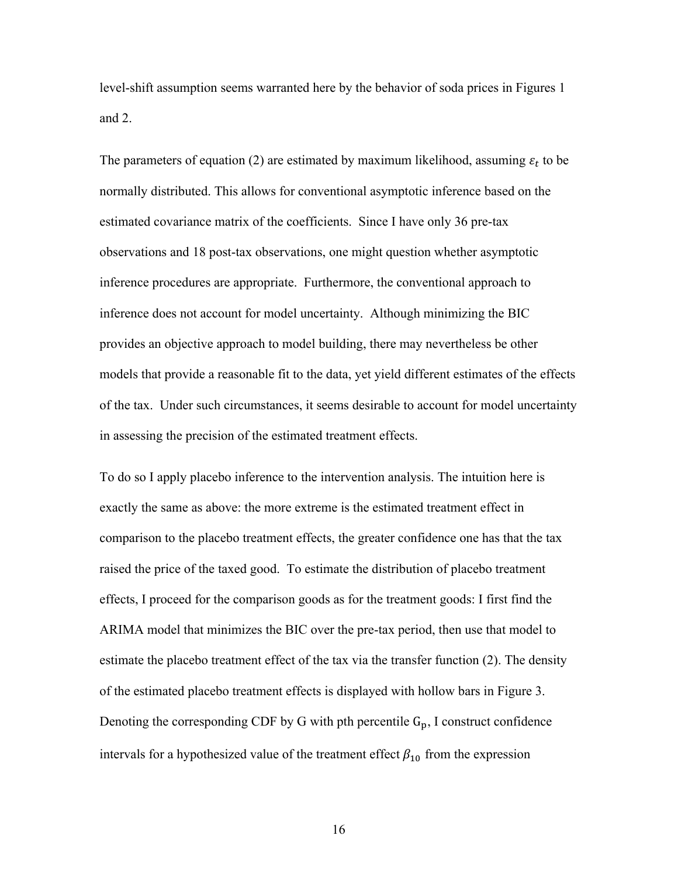level-shift assumption seems warranted here by the behavior of soda prices in Figures 1 and 2.

The parameters of equation (2) are estimated by maximum likelihood, assuming $\varepsilon_t$ to be normally distributed. This allows for conventional asymptotic inference based on the estimated covariance matrix of the coefficients. Since I have only 36 pre-tax observations and 18 post-tax observations, one might question whether asymptotic inference procedures are appropriate. Furthermore, the conventional approach to inference does not account for model uncertainty. Although minimizing the BIC provides an objective approach to model building, there may nevertheless be other models that provide a reasonable fit to the data, yet yield different estimates of the effects of the tax. Under such circumstances, it seems desirable to account for model uncertainty in assessing the precision of the estimated treatment effects.

To do so I apply placebo inference to the intervention analysis. The intuition here is exactly the same as above: the more extreme is the estimated treatment effect in comparison to the placebo treatment effects, the greater confidence one has that the tax raised the price of the taxed good. To estimate the distribution of placebo treatment effects, I proceed for the comparison goods as for the treatment goods: I first find the ARIMA model that minimizes the BIC over the pre-tax period, then use that model to estimate the placebo treatment effect of the tax via the transfer function (2). The density of the estimated placebo treatment effects is displayed with hollow bars in Figure 3. Denoting the corresponding CDF by G with pth percentile $\mathrm{G_p}$, I construct confidence intervals for a hypothesized value of the treatment effect $\beta_{10}$ from the expression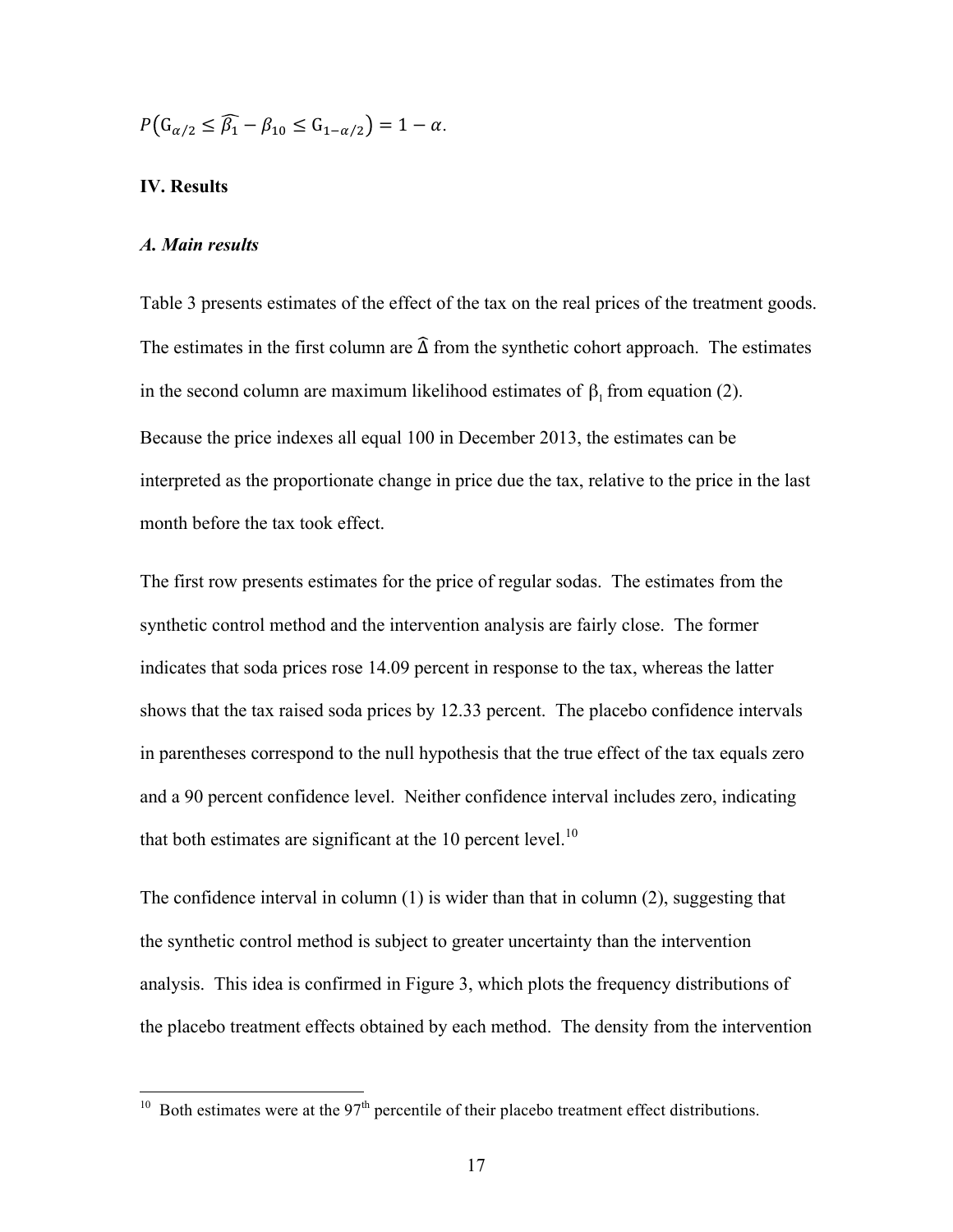$$P\left(G_{\alpha/2} \leq \widehat{\beta_1} - \beta_{10} \leq G_{1-\alpha/2}\right) = 1 - \alpha.$$

## IV. Results

### *A. Main results*

Table 3 presents estimates of the effect of the tax on the real prices of the treatment goods. The estimates in the first column are $\widehat{\Delta}$ from the synthetic cohort approach. The estimates in the second column are maximum likelihood estimates of $\beta_1$ from equation (2). Because the price indexes all equal 100 in December 2013, the estimates can be interpreted as the proportionate change in price due the tax, relative to the price in the last month before the tax took effect.

The first row presents estimates for the price of regular sodas. The estimates from the synthetic control method and the intervention analysis are fairly close. The former indicates that soda prices rose 14.09 percent in response to the tax, whereas the latter shows that the tax raised soda prices by 12.33 percent. The placebo confidence intervals in parentheses correspond to the null hypothesis that the true effect of the tax equals zero and a 90 percent confidence level. Neither confidence interval includes zero, indicating that both estimates are significant at the 10 percent level.[10]

The confidence interval in column (1) is wider than that in column (2), suggesting that the synthetic control method is subject to greater uncertainty than the intervention analysis. This idea is confirmed in Figure 3, which plots the frequency distributions of the placebo treatment effects obtained by each method. The density from the intervention

[10] Both estimates were at the 97th percentile of their placebo treatment effect distributions.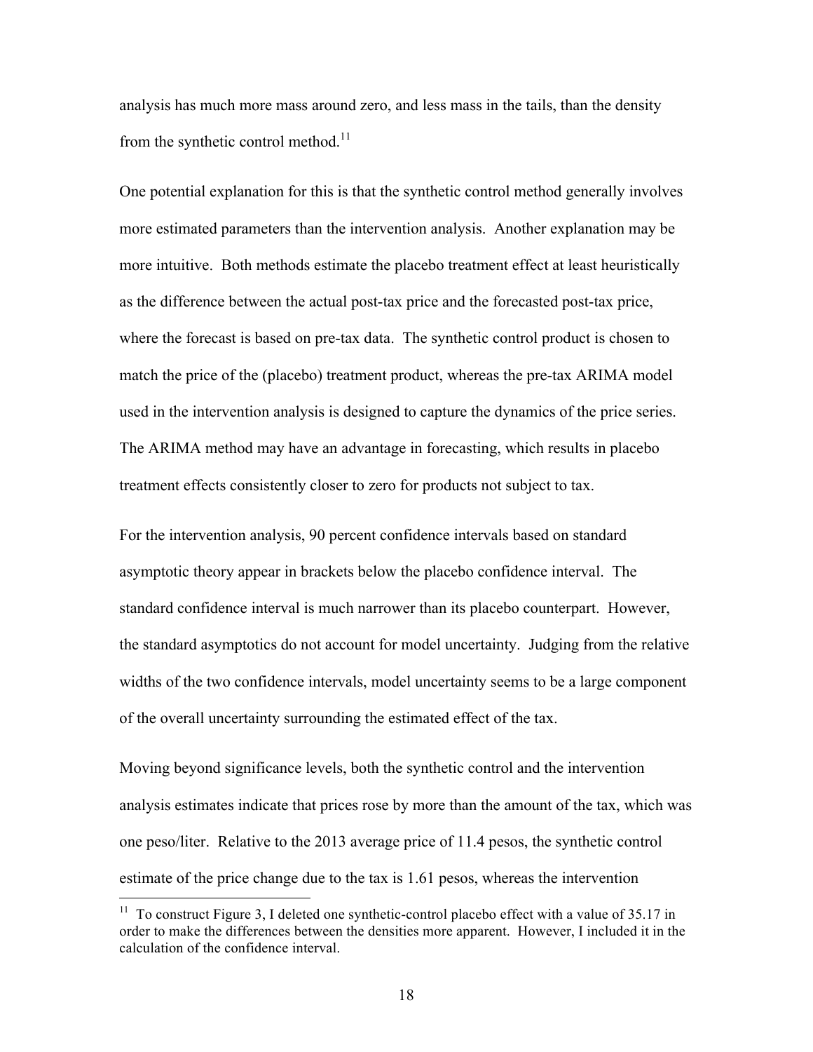analysis has much more mass around zero, and less mass in the tails, than the density from the synthetic control method.[11]

One potential explanation for this is that the synthetic control method generally involves more estimated parameters than the intervention analysis. Another explanation may be more intuitive. Both methods estimate the placebo treatment effect at least heuristically as the difference between the actual post-tax price and the forecasted post-tax price, where the forecast is based on pre-tax data. The synthetic control product is chosen to match the price of the (placebo) treatment product, whereas the pre-tax ARIMA model used in the intervention analysis is designed to capture the dynamics of the price series. The ARIMA method may have an advantage in forecasting, which results in placebo treatment effects consistently closer to zero for products not subject to tax.

For the intervention analysis, 90 percent confidence intervals based on standard asymptotic theory appear in brackets below the placebo confidence interval. The standard confidence interval is much narrower than its placebo counterpart. However, the standard asymptotics do not account for model uncertainty. Judging from the relative widths of the two confidence intervals, model uncertainty seems to be a large component of the overall uncertainty surrounding the estimated effect of the tax.

Moving beyond significance levels, both the synthetic control and the intervention analysis estimates indicate that prices rose by more than the amount of the tax, which was one peso/liter. Relative to the 2013 average price of 11.4 pesos, the synthetic control estimate of the price change due to the tax is 1.61 pesos, whereas the intervention

[11] To construct Figure 3, I deleted one synthetic-control placebo effect with a value of 35.17 in order to make the differences between the densities more apparent. However, I included it in the calculation of the confidence interval.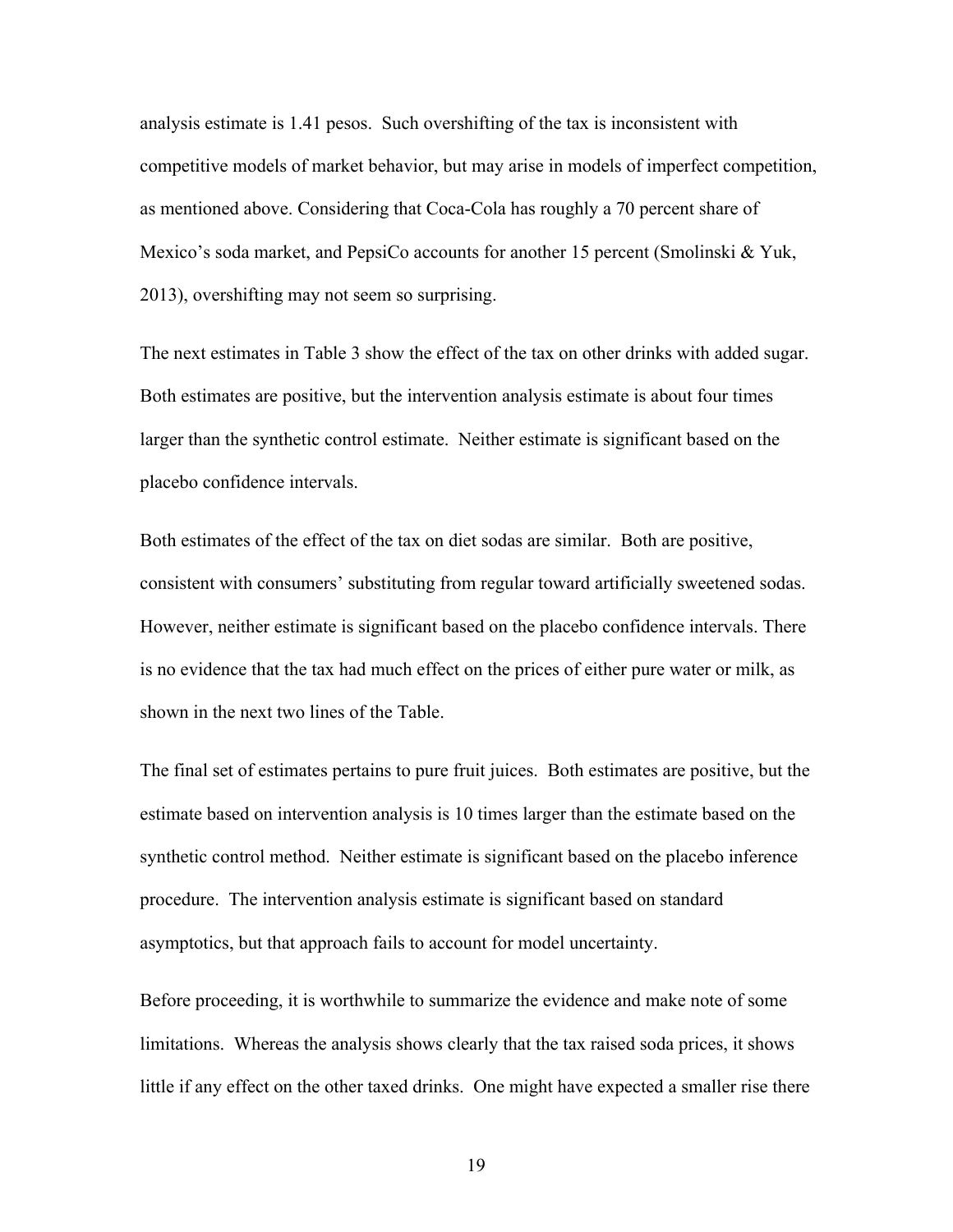analysis estimate is 1.41 pesos. Such overshifting of the tax is inconsistent with competitive models of market behavior, but may arise in models of imperfect competition, as mentioned above. Considering that Coca-Cola has roughly a 70 percent share of Mexico's soda market, and PepsiCo accounts for another 15 percent (Smolinski & Yuk, 2013), overshifting may not seem so surprising.

The next estimates in Table 3 show the effect of the tax on other drinks with added sugar. Both estimates are positive, but the intervention analysis estimate is about four times larger than the synthetic control estimate. Neither estimate is significant based on the placebo confidence intervals.

Both estimates of the effect of the tax on diet sodas are similar. Both are positive, consistent with consumers' substituting from regular toward artificially sweetened sodas. However, neither estimate is significant based on the placebo confidence intervals. There is no evidence that the tax had much effect on the prices of either pure water or milk, as shown in the next two lines of the Table.

The final set of estimates pertains to pure fruit juices. Both estimates are positive, but the estimate based on intervention analysis is 10 times larger than the estimate based on the synthetic control method. Neither estimate is significant based on the placebo inference procedure. The intervention analysis estimate is significant based on standard asymptotics, but that approach fails to account for model uncertainty.

Before proceeding, it is worthwhile to summarize the evidence and make note of some limitations. Whereas the analysis shows clearly that the tax raised soda prices, it shows little if any effect on the other taxed drinks. One might have expected a smaller rise there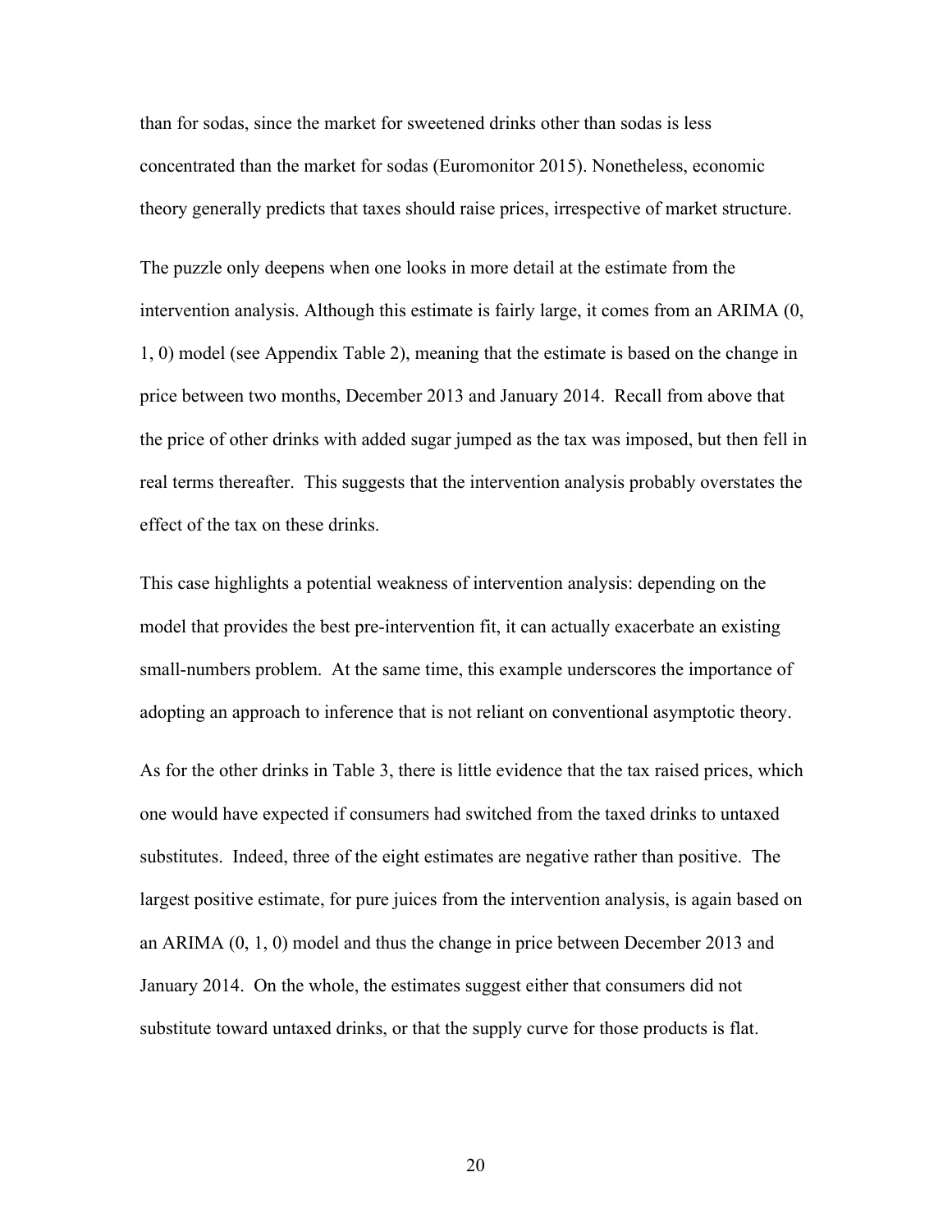than for sodas, since the market for sweetened drinks other than sodas is less concentrated than the market for sodas (Euromonitor 2015). Nonetheless, economic theory generally predicts that taxes should raise prices, irrespective of market structure.

The puzzle only deepens when one looks in more detail at the estimate from the intervention analysis. Although this estimate is fairly large, it comes from an ARIMA (0, 1, 0) model (see Appendix Table 2), meaning that the estimate is based on the change in price between two months, December 2013 and January 2014. Recall from above that the price of other drinks with added sugar jumped as the tax was imposed, but then fell in real terms thereafter. This suggests that the intervention analysis probably overstates the effect of the tax on these drinks.

This case highlights a potential weakness of intervention analysis: depending on the model that provides the best pre-intervention fit, it can actually exacerbate an existing small-numbers problem. At the same time, this example underscores the importance of adopting an approach to inference that is not reliant on conventional asymptotic theory.

As for the other drinks in Table 3, there is little evidence that the tax raised prices, which one would have expected if consumers had switched from the taxed drinks to untaxed substitutes. Indeed, three of the eight estimates are negative rather than positive. The largest positive estimate, for pure juices from the intervention analysis, is again based on an ARIMA (0, 1, 0) model and thus the change in price between December 2013 and January 2014. On the whole, the estimates suggest either that consumers did not substitute toward untaxed drinks, or that the supply curve for those products is flat.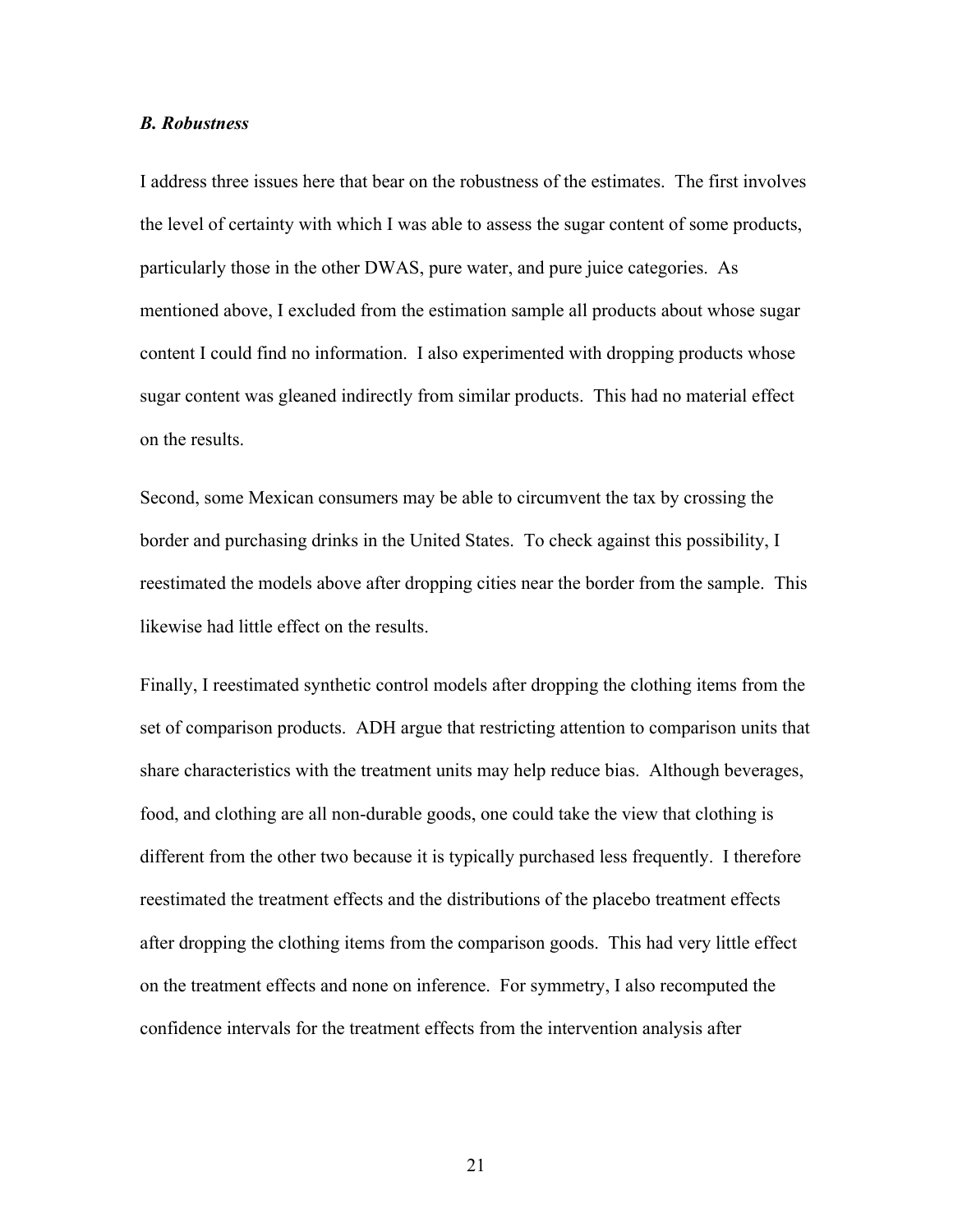### *B. Robustness*

I address three issues here that bear on the robustness of the estimates. The first involves the level of certainty with which I was able to assess the sugar content of some products, particularly those in the other DWAS, pure water, and pure juice categories. As mentioned above, I excluded from the estimation sample all products about whose sugar content I could find no information. I also experimented with dropping products whose sugar content was gleaned indirectly from similar products. This had no material effect on the results.

Second, some Mexican consumers may be able to circumvent the tax by crossing the border and purchasing drinks in the United States. To check against this possibility, I reestimated the models above after dropping cities near the border from the sample. This likewise had little effect on the results.

Finally, I reestimated synthetic control models after dropping the clothing items from the set of comparison products. ADH argue that restricting attention to comparison units that share characteristics with the treatment units may help reduce bias. Although beverages, food, and clothing are all non-durable goods, one could take the view that clothing is different from the other two because it is typically purchased less frequently. I therefore reestimated the treatment effects and the distributions of the placebo treatment effects after dropping the clothing items from the comparison goods. This had very little effect on the treatment effects and none on inference. For symmetry, I also recomputed the confidence intervals for the treatment effects from the intervention analysis after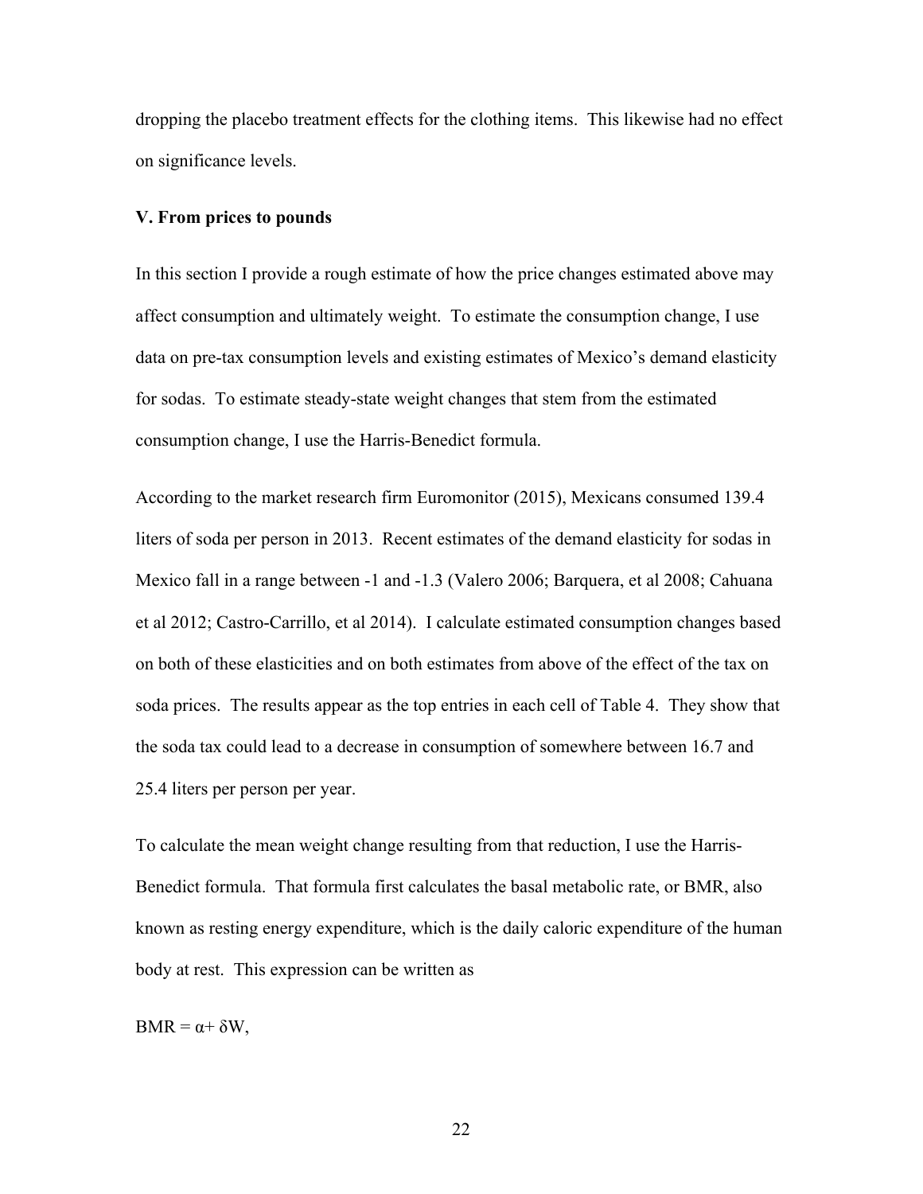dropping the placebo treatment effects for the clothing items. This likewise had no effect on significance levels.

### V. From prices to pounds

In this section I provide a rough estimate of how the price changes estimated above may affect consumption and ultimately weight. To estimate the consumption change, I use data on pre-tax consumption levels and existing estimates of Mexico's demand elasticity for sodas. To estimate steady-state weight changes that stem from the estimated consumption change, I use the Harris-Benedict formula.

According to the market research firm Euromonitor (2015), Mexicans consumed 139.4 liters of soda per person in 2013. Recent estimates of the demand elasticity for sodas in Mexico fall in a range between -1 and -1.3 (Valero 2006; Barquera, et al 2008; Cahuana et al 2012; Castro-Carrillo, et al 2014). I calculate estimated consumption changes based on both of these elasticities and on both estimates from above of the effect of the tax on soda prices. The results appear as the top entries in each cell of Table 4. They show that the soda tax could lead to a decrease in consumption of somewhere between 16.7 and 25.4 liters per person per year.

To calculate the mean weight change resulting from that reduction, I use the Harris-Benedict formula. That formula first calculates the basal metabolic rate, or BMR, also known as resting energy expenditure, which is the daily caloric expenditure of the human body at rest. This expression can be written as

$$BMR = \alpha + \delta W,$$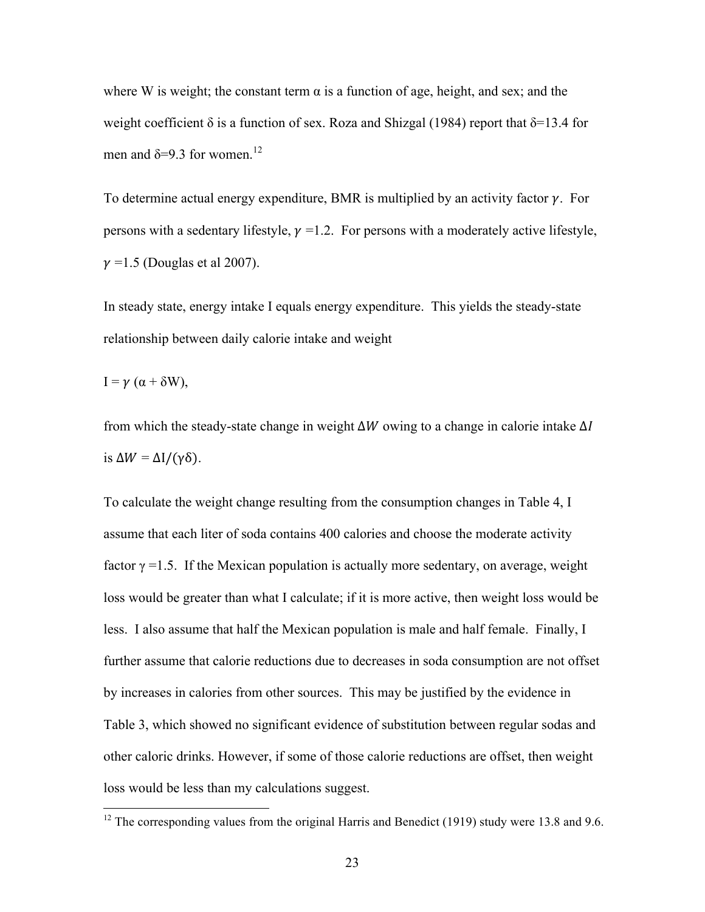where W is weight; the constant term $\alpha$ is a function of age, height, and sex; and the weight coefficient $\delta$ is a function of sex. Roza and Shizgal (1984) report that $\delta$=13.4 for men and $\delta$=9.3 for women.[12]

To determine actual energy expenditure, BMR is multiplied by an activity factor $\gamma$. For persons with a sedentary lifestyle, $\gamma$ =1.2. For persons with a moderately active lifestyle, $\gamma$ =1.5 (Douglas et al 2007).

In steady state, energy intake I equals energy expenditure. This yields the steady-state relationship between daily calorie intake and weight

$$I = \gamma\ (\alpha + \delta W),$$

from which the steady-state change in weight $\Delta W$ owing to a change in calorie intake $\Delta I$ is $\Delta W = \Delta I/(\gamma\delta)$.

To calculate the weight change resulting from the consumption changes in Table 4, I assume that each liter of soda contains 400 calories and choose the moderate activity factor $\gamma$ =1.5. If the Mexican population is actually more sedentary, on average, weight loss would be greater than what I calculate; if it is more active, then weight loss would be less. I also assume that half the Mexican population is male and half female. Finally, I further assume that calorie reductions due to decreases in soda consumption are not offset by increases in calories from other sources. This may be justified by the evidence in Table 3, which showed no significant evidence of substitution between regular sodas and other caloric drinks. However, if some of those calorie reductions are offset, then weight loss would be less than my calculations suggest.

[12] The corresponding values from the original Harris and Benedict (1919) study were 13.8 and 9.6.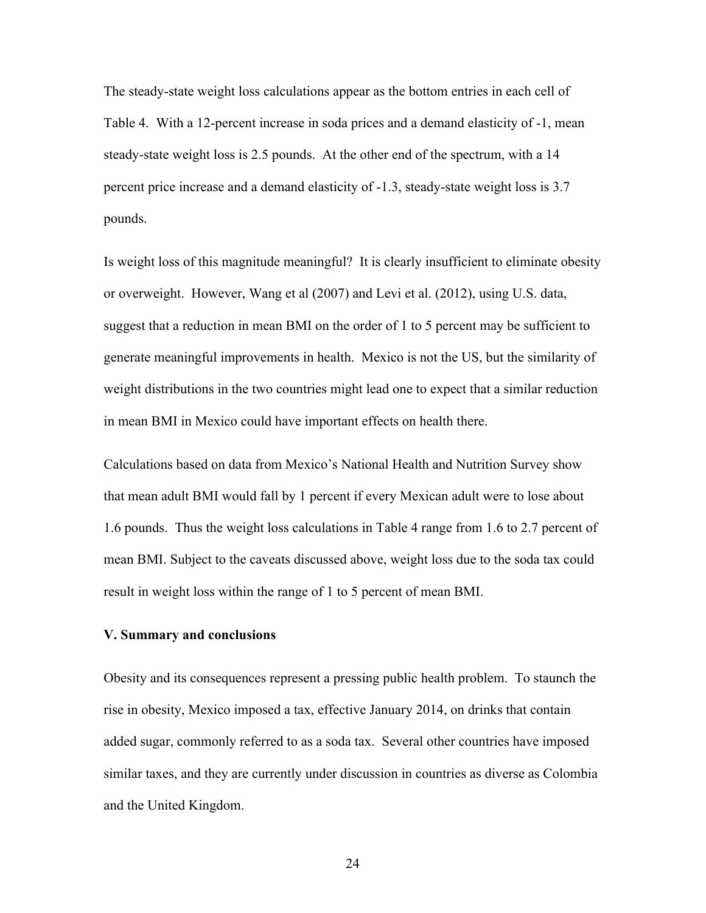The steady-state weight loss calculations appear as the bottom entries in each cell of Table 4. With a 12-percent increase in soda prices and a demand elasticity of -1, mean steady-state weight loss is 2.5 pounds. At the other end of the spectrum, with a 14 percent price increase and a demand elasticity of -1.3, steady-state weight loss is 3.7 pounds.

Is weight loss of this magnitude meaningful? It is clearly insufficient to eliminate obesity or overweight. However, Wang et al (2007) and Levi et al. (2012), using U.S. data, suggest that a reduction in mean BMI on the order of 1 to 5 percent may be sufficient to generate meaningful improvements in health. Mexico is not the US, but the similarity of weight distributions in the two countries might lead one to expect that a similar reduction in mean BMI in Mexico could have important effects on health there.

Calculations based on data from Mexico's National Health and Nutrition Survey show that mean adult BMI would fall by 1 percent if every Mexican adult were to lose about 1.6 pounds. Thus the weight loss calculations in Table 4 range from 1.6 to 2.7 percent of mean BMI. Subject to the caveats discussed above, weight loss due to the soda tax could result in weight loss within the range of 1 to 5 percent of mean BMI.

## V. Summary and conclusions

Obesity and its consequences represent a pressing public health problem. To staunch the rise in obesity, Mexico imposed a tax, effective January 2014, on drinks that contain added sugar, commonly referred to as a soda tax. Several other countries have imposed similar taxes, and they are currently under discussion in countries as diverse as Colombia and the United Kingdom.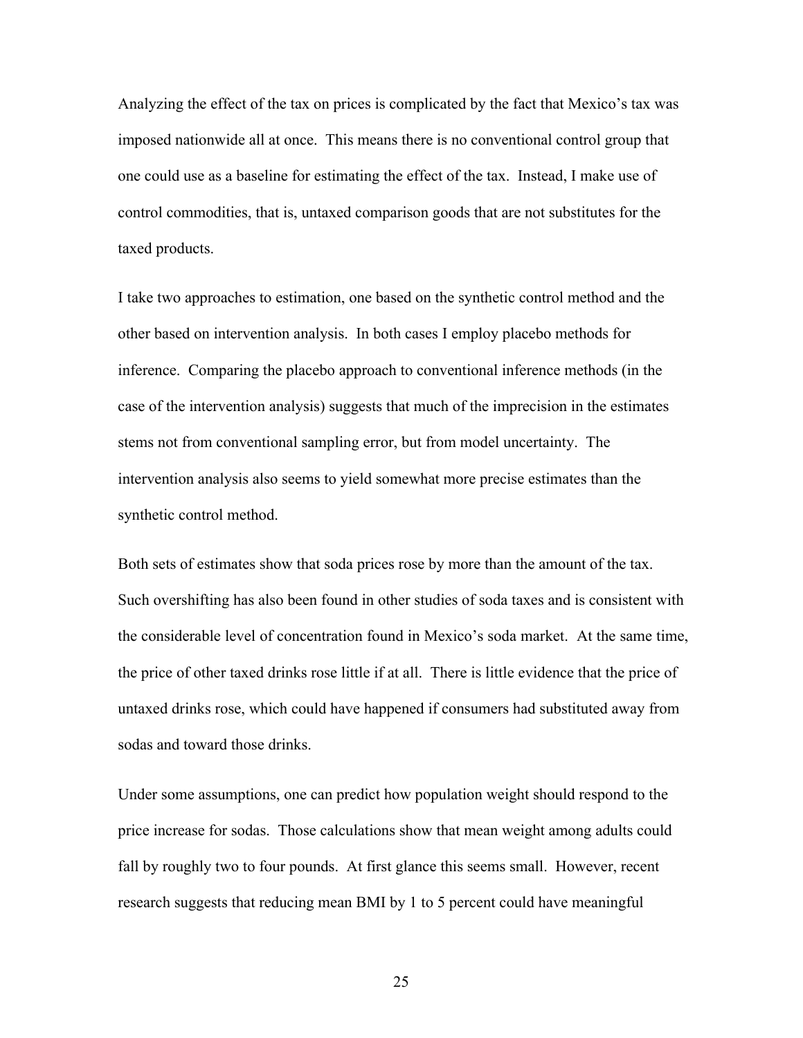Analyzing the effect of the tax on prices is complicated by the fact that Mexico's tax was imposed nationwide all at once. This means there is no conventional control group that one could use as a baseline for estimating the effect of the tax. Instead, I make use of control commodities, that is, untaxed comparison goods that are not substitutes for the taxed products.

I take two approaches to estimation, one based on the synthetic control method and the other based on intervention analysis. In both cases I employ placebo methods for inference. Comparing the placebo approach to conventional inference methods (in the case of the intervention analysis) suggests that much of the imprecision in the estimates stems not from conventional sampling error, but from model uncertainty. The intervention analysis also seems to yield somewhat more precise estimates than the synthetic control method.

Both sets of estimates show that soda prices rose by more than the amount of the tax. Such overshifting has also been found in other studies of soda taxes and is consistent with the considerable level of concentration found in Mexico's soda market. At the same time, the price of other taxed drinks rose little if at all. There is little evidence that the price of untaxed drinks rose, which could have happened if consumers had substituted away from sodas and toward those drinks.

Under some assumptions, one can predict how population weight should respond to the price increase for sodas. Those calculations show that mean weight among adults could fall by roughly two to four pounds. At first glance this seems small. However, recent research suggests that reducing mean BMI by 1 to 5 percent could have meaningful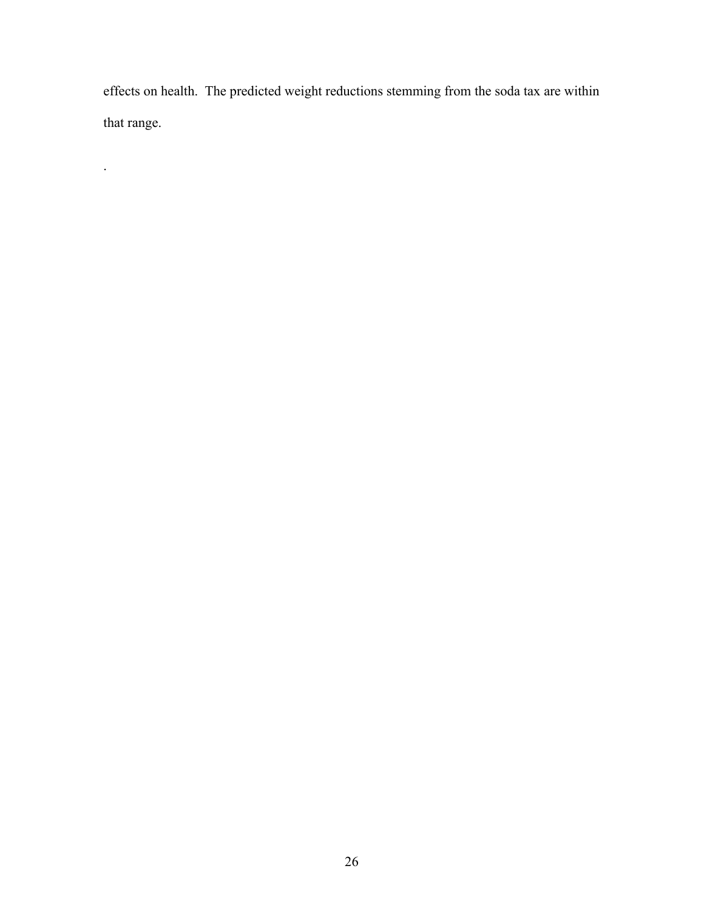effects on health. The predicted weight reductions stemming from the soda tax are within that range.

.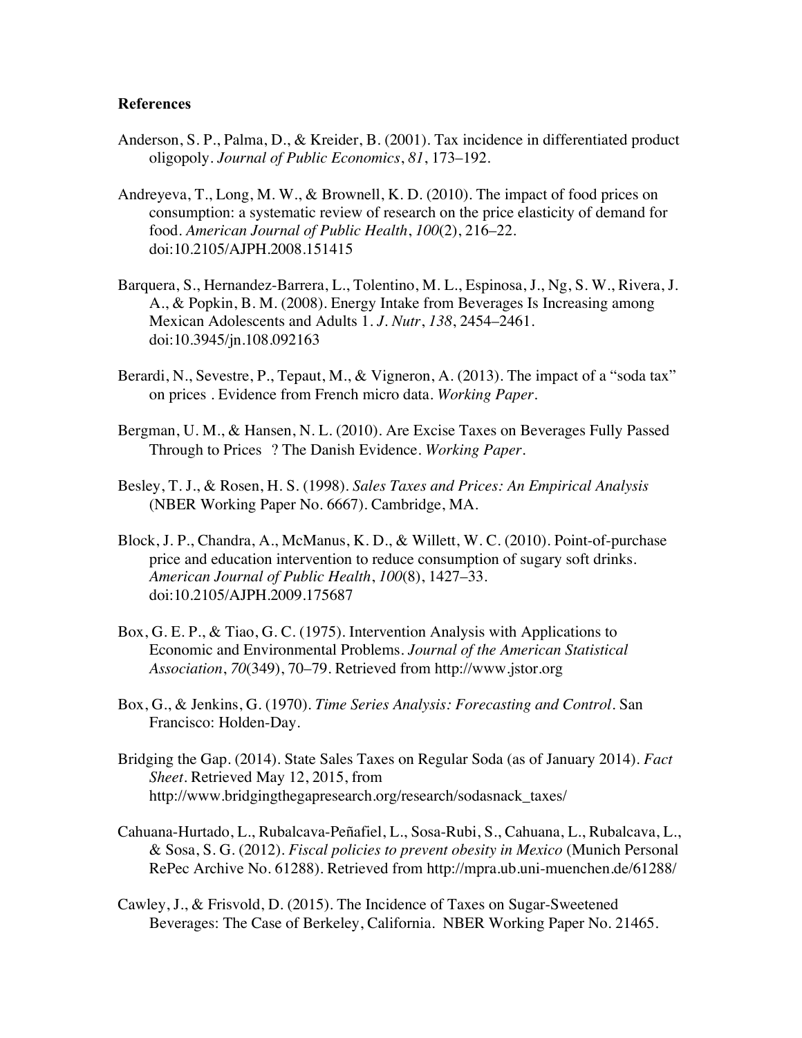**References**

Anderson, S. P., Palma, D., & Kreider, B. (2001). Tax incidence in differentiated product oligopoly. *Journal of Public Economics*, *81*, 173–192.

Andreyeva, T., Long, M. W., & Brownell, K. D. (2010). The impact of food prices on consumption: a systematic review of research on the price elasticity of demand for food. *American Journal of Public Health*, *100*(2), 216–22. doi:10.2105/AJPH.2008.151415

Barquera, S., Hernandez-Barrera, L., Tolentino, M. L., Espinosa, J., Ng, S. W., Rivera, J. A., & Popkin, B. M. (2008). Energy Intake from Beverages Is Increasing among Mexican Adolescents and Adults 1. *J. Nutr*, *138*, 2454–2461. doi:10.3945/jn.108.092163

Berardi, N., Sevestre, P., Tepaut, M., & Vigneron, A. (2013). The impact of a "soda tax" on prices . Evidence from French micro data. *Working Paper*.

Bergman, U. M., & Hansen, N. L. (2010). Are Excise Taxes on Beverages Fully Passed Through to Prices ? The Danish Evidence. *Working Paper*.

Besley, T. J., & Rosen, H. S. (1998). *Sales Taxes and Prices: An Empirical Analysis* (NBER Working Paper No. 6667). Cambridge, MA.

Block, J. P., Chandra, A., McManus, K. D., & Willett, W. C. (2010). Point-of-purchase price and education intervention to reduce consumption of sugary soft drinks. *American Journal of Public Health*, *100*(8), 1427–33. doi:10.2105/AJPH.2009.175687

Box, G. E. P., & Tiao, G. C. (1975). Intervention Analysis with Applications to Economic and Environmental Problems. *Journal of the American Statistical Association*, *70*(349), 70–79. Retrieved from http://www.jstor.org

Box, G., & Jenkins, G. (1970). *Time Series Analysis: Forecasting and Control*. San Francisco: Holden-Day.

Bridging the Gap. (2014). State Sales Taxes on Regular Soda (as of January 2014). *Fact Sheet*. Retrieved May 12, 2015, from http://www.bridgingthegapresearch.org/research/sodasnack_taxes/

Cahuana-Hurtado, L., Rubalcava-Peñafiel, L., Sosa-Rubi, S., Cahuana, L., Rubalcava, L., & Sosa, S. G. (2012). *Fiscal policies to prevent obesity in Mexico* (Munich Personal RePec Archive No. 61288). Retrieved from http://mpra.ub.uni-muenchen.de/61288/

Cawley, J., & Frisvold, D. (2015). The Incidence of Taxes on Sugar-Sweetened Beverages: The Case of Berkeley, California. NBER Working Paper No. 21465.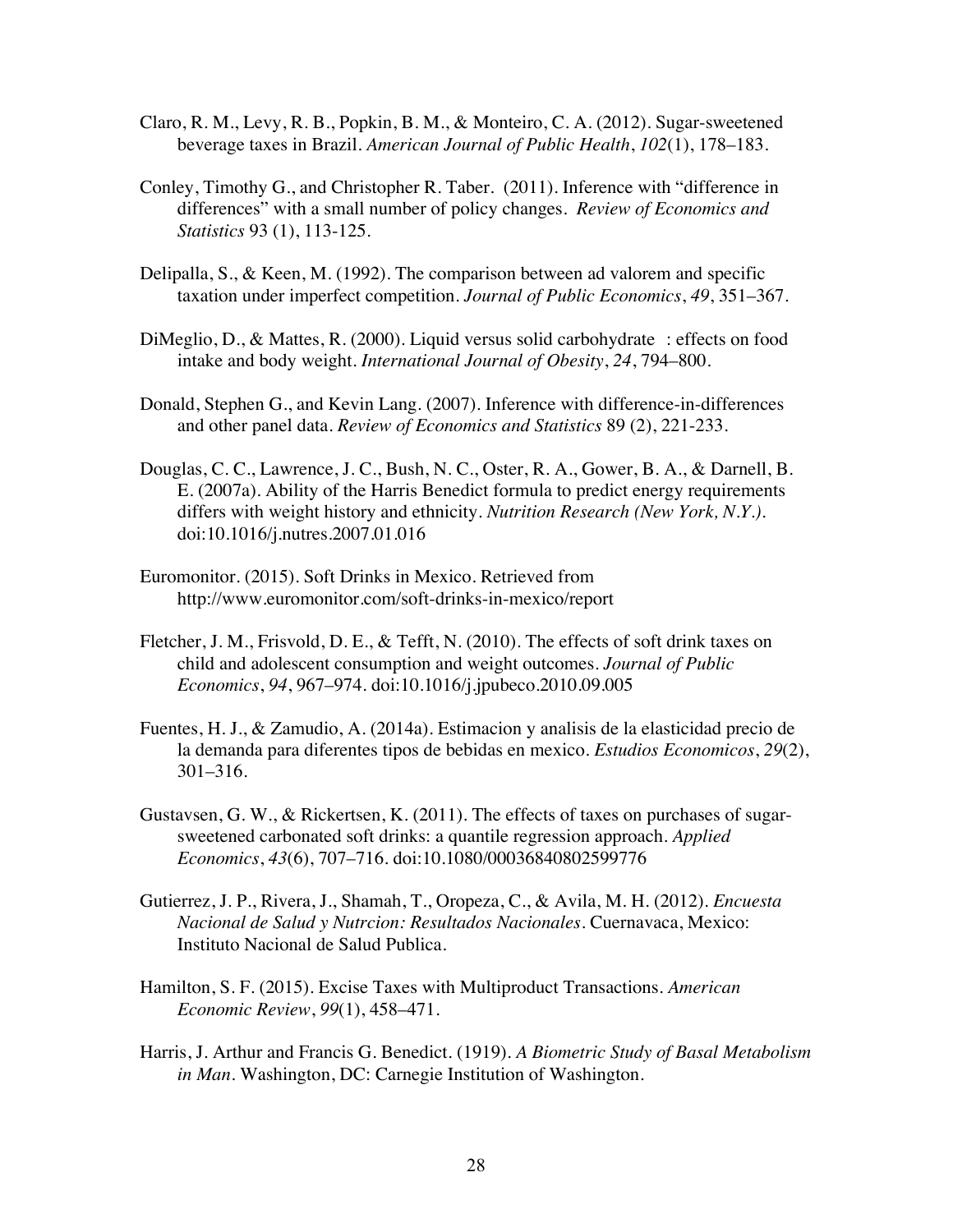Claro, R. M., Levy, R. B., Popkin, B. M., & Monteiro, C. A. (2012). Sugar-sweetened beverage taxes in Brazil. *American Journal of Public Health*, *102*(1), 178–183.

Conley, Timothy G., and Christopher R. Taber. (2011). Inference with "difference in differences" with a small number of policy changes. *Review of Economics and Statistics* 93 (1), 113-125.

Delipalla, S., & Keen, M. (1992). The comparison between ad valorem and specific taxation under imperfect competition. *Journal of Public Economics*, *49*, 351–367.

DiMeglio, D., & Mattes, R. (2000). Liquid versus solid carbohydrate : effects on food intake and body weight. *International Journal of Obesity*, *24*, 794–800.

Donald, Stephen G., and Kevin Lang. (2007). Inference with difference-in-differences and other panel data. *Review of Economics and Statistics* 89 (2), 221-233.

Douglas, C. C., Lawrence, J. C., Bush, N. C., Oster, R. A., Gower, B. A., & Darnell, B. E. (2007a). Ability of the Harris Benedict formula to predict energy requirements differs with weight history and ethnicity. *Nutrition Research (New York, N.Y.)*. doi:10.1016/j.nutres.2007.01.016

Euromonitor. (2015). Soft Drinks in Mexico. Retrieved from http://www.euromonitor.com/soft-drinks-in-mexico/report

Fletcher, J. M., Frisvold, D. E., & Tefft, N. (2010). The effects of soft drink taxes on child and adolescent consumption and weight outcomes. *Journal of Public Economics*, *94*, 967–974. doi:10.1016/j.jpubeco.2010.09.005

Fuentes, H. J., & Zamudio, A. (2014a). Estimacion y analisis de la elasticidad precio de la demanda para diferentes tipos de bebidas en mexico. *Estudios Economicos*, *29*(2), 301–316.

Gustavsen, G. W., & Rickertsen, K. (2011). The effects of taxes on purchases of sugar-sweetened carbonated soft drinks: a quantile regression approach. *Applied Economics*, *43*(6), 707–716. doi:10.1080/00036840802599776

Gutierrez, J. P., Rivera, J., Shamah, T., Oropeza, C., & Avila, M. H. (2012). *Encuesta Nacional de Salud y Nutrcion: Resultados Nacionales*. Cuernavaca, Mexico: Instituto Nacional de Salud Publica.

Hamilton, S. F. (2015). Excise Taxes with Multiproduct Transactions. *American Economic Review*, *99*(1), 458–471.

Harris, J. Arthur and Francis G. Benedict. (1919). *A Biometric Study of Basal Metabolism in Man*. Washington, DC: Carnegie Institution of Washington.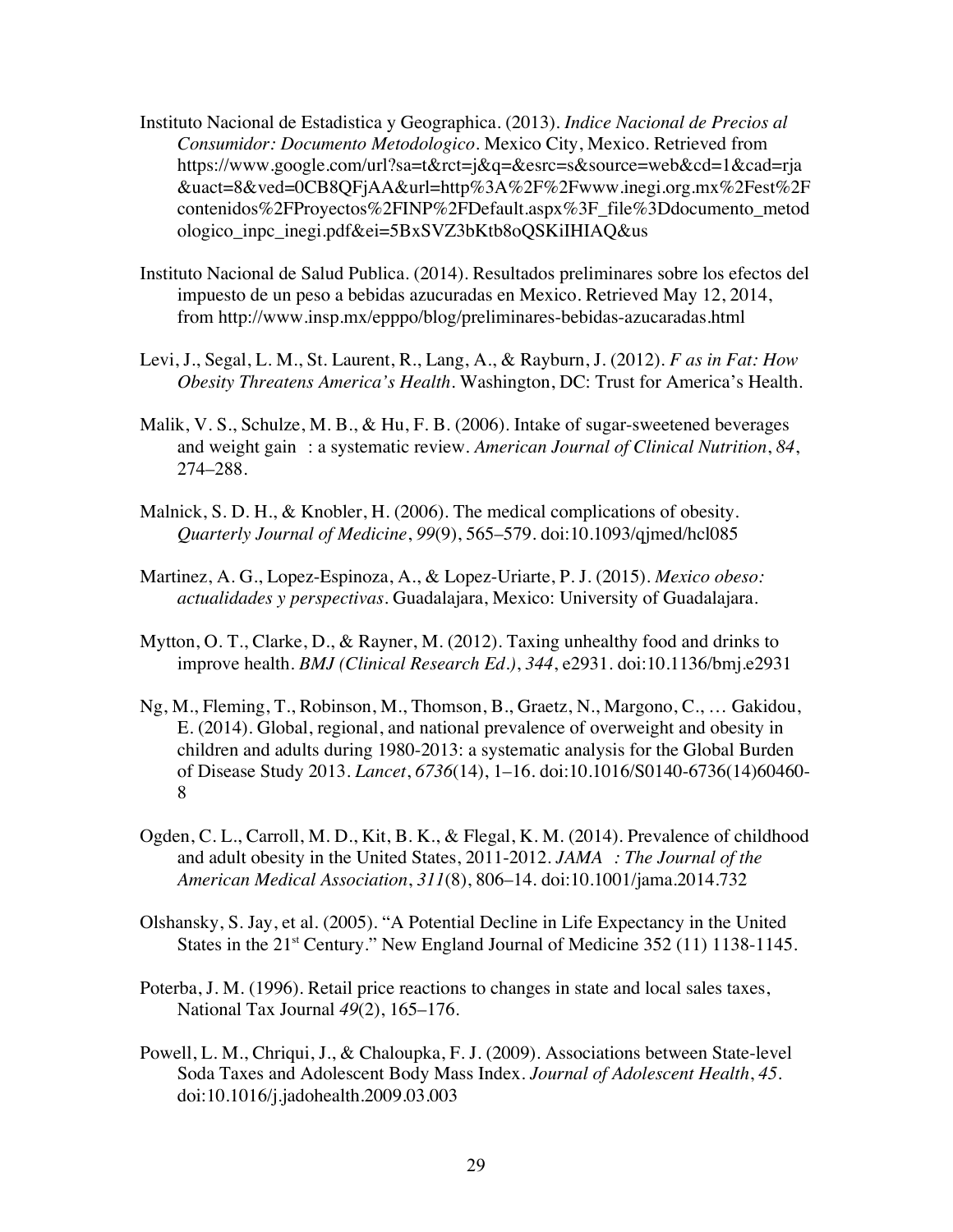Instituto Nacional de Estadistica y Geographica. (2013). *Indice Nacional de Precios al Consumidor: Documento Metodologico*. Mexico City, Mexico. Retrieved from https://www.google.com/url?sa=t&rct=j&q=&esrc=s&source=web&cd=1&cad=rja&uact=8&ved=0CB8QFjAA&url=http%3A%2F%2Fwww.inegi.org.mx%2Fest%2Fcontenidos%2FProyectos%2FINP%2FDefault.aspx%3F_file%3Ddocumento_metodologico_inpc_inegi.pdf&ei=5BxSVZ3bKtb8oQSKiIHIAQ&us

Instituto Nacional de Salud Publica. (2014). Resultados preliminares sobre los efectos del impuesto de un peso a bebidas azucuradas en Mexico. Retrieved May 12, 2014, from http://www.insp.mx/epppo/blog/preliminares-bebidas-azucaradas.html

Levi, J., Segal, L. M., St. Laurent, R., Lang, A., & Rayburn, J. (2012). *F as in Fat: How Obesity Threatens America's Health*. Washington, DC: Trust for America's Health.

Malik, V. S., Schulze, M. B., & Hu, F. B. (2006). Intake of sugar-sweetened beverages and weight gain : a systematic review. *American Journal of Clinical Nutrition*, *84*, 274–288.

Malnick, S. D. H., & Knobler, H. (2006). The medical complications of obesity. *Quarterly Journal of Medicine*, *99*(9), 565–579. doi:10.1093/qjmed/hcl085

Martinez, A. G., Lopez-Espinoza, A., & Lopez-Uriarte, P. J. (2015). *Mexico obeso: actualidades y perspectivas*. Guadalajara, Mexico: University of Guadalajara.

Mytton, O. T., Clarke, D., & Rayner, M. (2012). Taxing unhealthy food and drinks to improve health. *BMJ (Clinical Research Ed.)*, *344*, e2931. doi:10.1136/bmj.e2931

Ng, M., Fleming, T., Robinson, M., Thomson, B., Graetz, N., Margono, C., … Gakidou, E. (2014). Global, regional, and national prevalence of overweight and obesity in children and adults during 1980-2013: a systematic analysis for the Global Burden of Disease Study 2013. *Lancet*, *6736*(14), 1–16. doi:10.1016/S0140-6736(14)60460-8

Ogden, C. L., Carroll, M. D., Kit, B. K., & Flegal, K. M. (2014). Prevalence of childhood and adult obesity in the United States, 2011-2012. *JAMA : The Journal of the American Medical Association*, *311*(8), 806–14. doi:10.1001/jama.2014.732

Olshansky, S. Jay, et al. (2005). "A Potential Decline in Life Expectancy in the United States in the 21st Century." New England Journal of Medicine 352 (11) 1138-1145.

Poterba, J. M. (1996). Retail price reactions to changes in state and local sales taxes, National Tax Journal *49*(2), 165–176.

Powell, L. M., Chriqui, J., & Chaloupka, F. J. (2009). Associations between State-level Soda Taxes and Adolescent Body Mass Index. *Journal of Adolescent Health*, *45*. doi:10.1016/j.jadohealth.2009.03.003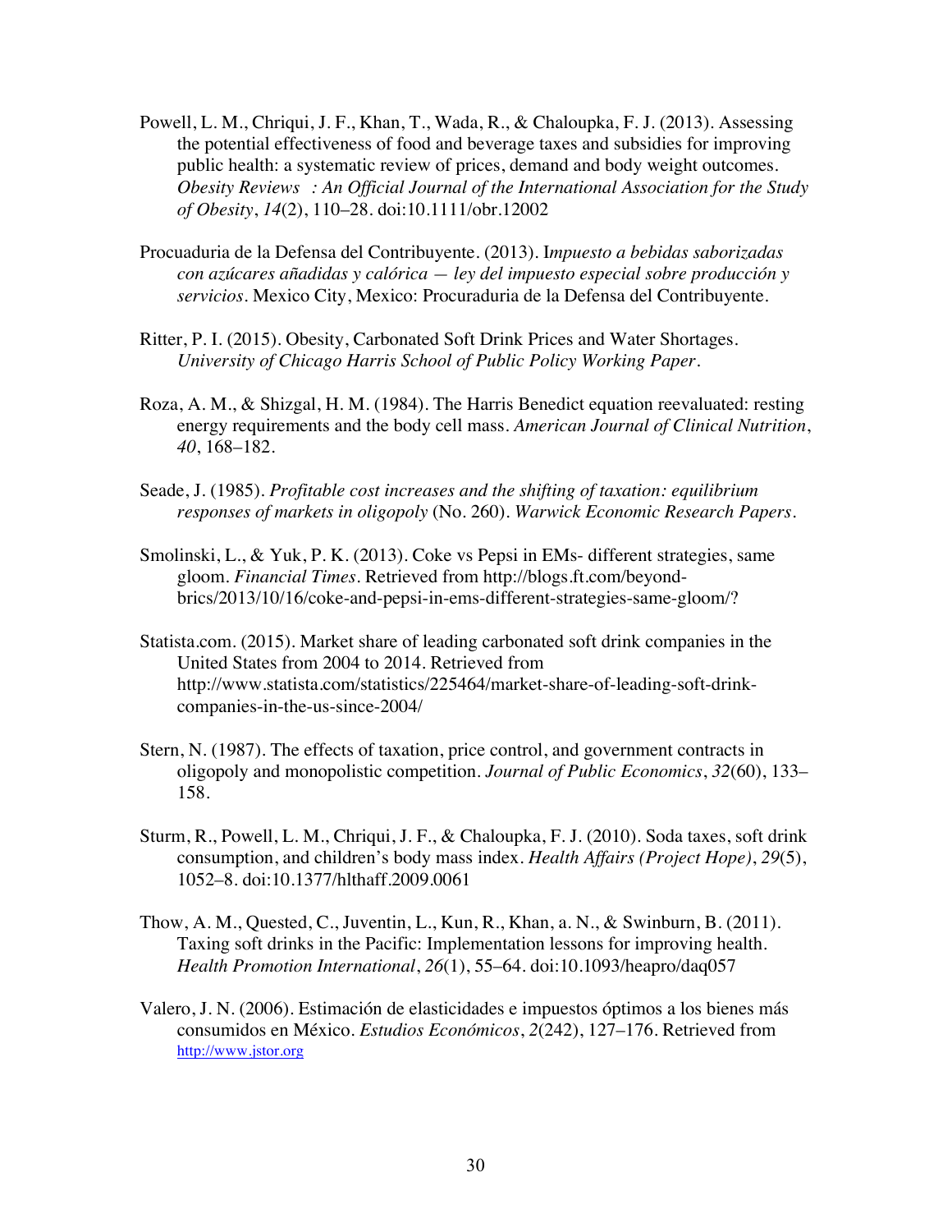Powell, L. M., Chriqui, J. F., Khan, T., Wada, R., & Chaloupka, F. J. (2013). Assessing the potential effectiveness of food and beverage taxes and subsidies for improving public health: a systematic review of prices, demand and body weight outcomes. *Obesity Reviews : An Official Journal of the International Association for the Study of Obesity*, *14*(2), 110–28. doi:10.1111/obr.12002

Procuaduria de la Defensa del Contribuyente. (2013). I*mpuesto a bebidas saborizadas con azúcares añadidas y calórica — ley del impuesto especial sobre producción y servicios*. Mexico City, Mexico: Procuraduria de la Defensa del Contribuyente.

Ritter, P. I. (2015). Obesity, Carbonated Soft Drink Prices and Water Shortages. *University of Chicago Harris School of Public Policy Working Paper*.

Roza, A. M., & Shizgal, H. M. (1984). The Harris Benedict equation reevaluated: resting energy requirements and the body cell mass. *American Journal of Clinical Nutrition*, *40*, 168–182.

Seade, J. (1985). *Profitable cost increases and the shifting of taxation: equilibrium responses of markets in oligopoly* (No. 260). *Warwick Economic Research Papers*.

Smolinski, L., & Yuk, P. K. (2013). Coke vs Pepsi in EMs- different strategies, same gloom. *Financial Times*. Retrieved from http://blogs.ft.com/beyond-brics/2013/10/16/coke-and-pepsi-in-ems-different-strategies-same-gloom/?

Statista.com. (2015). Market share of leading carbonated soft drink companies in the United States from 2004 to 2014. Retrieved from http://www.statista.com/statistics/225464/market-share-of-leading-soft-drink-companies-in-the-us-since-2004/

Stern, N. (1987). The effects of taxation, price control, and government contracts in oligopoly and monopolistic competition. *Journal of Public Economics*, *32*(60), 133–158.

Sturm, R., Powell, L. M., Chriqui, J. F., & Chaloupka, F. J. (2010). Soda taxes, soft drink consumption, and children's body mass index. *Health Affairs (Project Hope)*, *29*(5), 1052–8. doi:10.1377/hlthaff.2009.0061

Thow, A. M., Quested, C., Juventin, L., Kun, R., Khan, a. N., & Swinburn, B. (2011). Taxing soft drinks in the Pacific: Implementation lessons for improving health. *Health Promotion International*, *26*(1), 55–64. doi:10.1093/heapro/daq057

Valero, J. N. (2006). Estimación de elasticidades e impuestos óptimos a los bienes más consumidos en México. *Estudios Económicos*, *2*(242), 127–176. Retrieved from http://www.jstor.org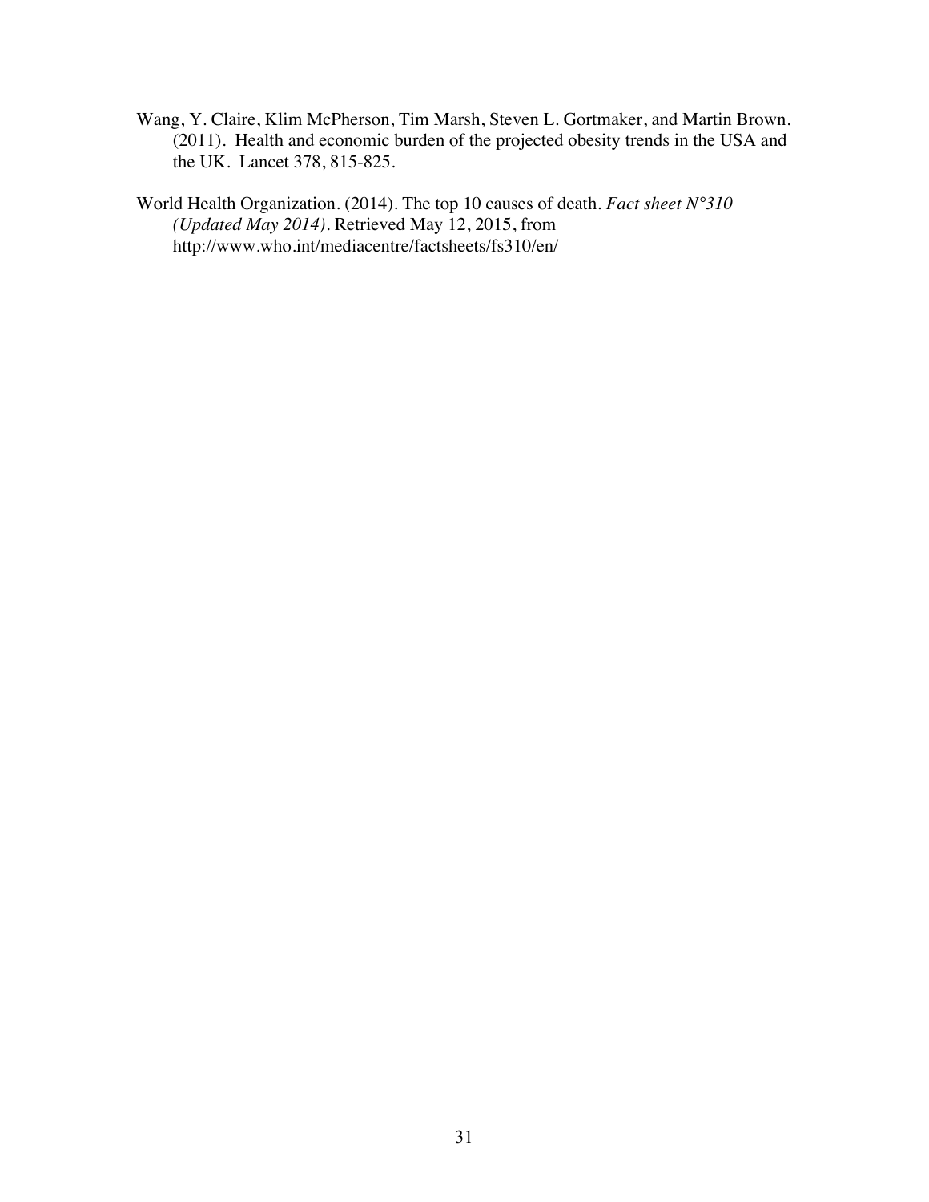Wang, Y. Claire, Klim McPherson, Tim Marsh, Steven L. Gortmaker, and Martin Brown. (2011). Health and economic burden of the projected obesity trends in the USA and the UK. Lancet 378, 815-825.

World Health Organization. (2014). The top 10 causes of death. *Fact sheet N°310 (Updated May 2014)*. Retrieved May 12, 2015, from http://www.who.int/mediacentre/factsheets/fs310/en/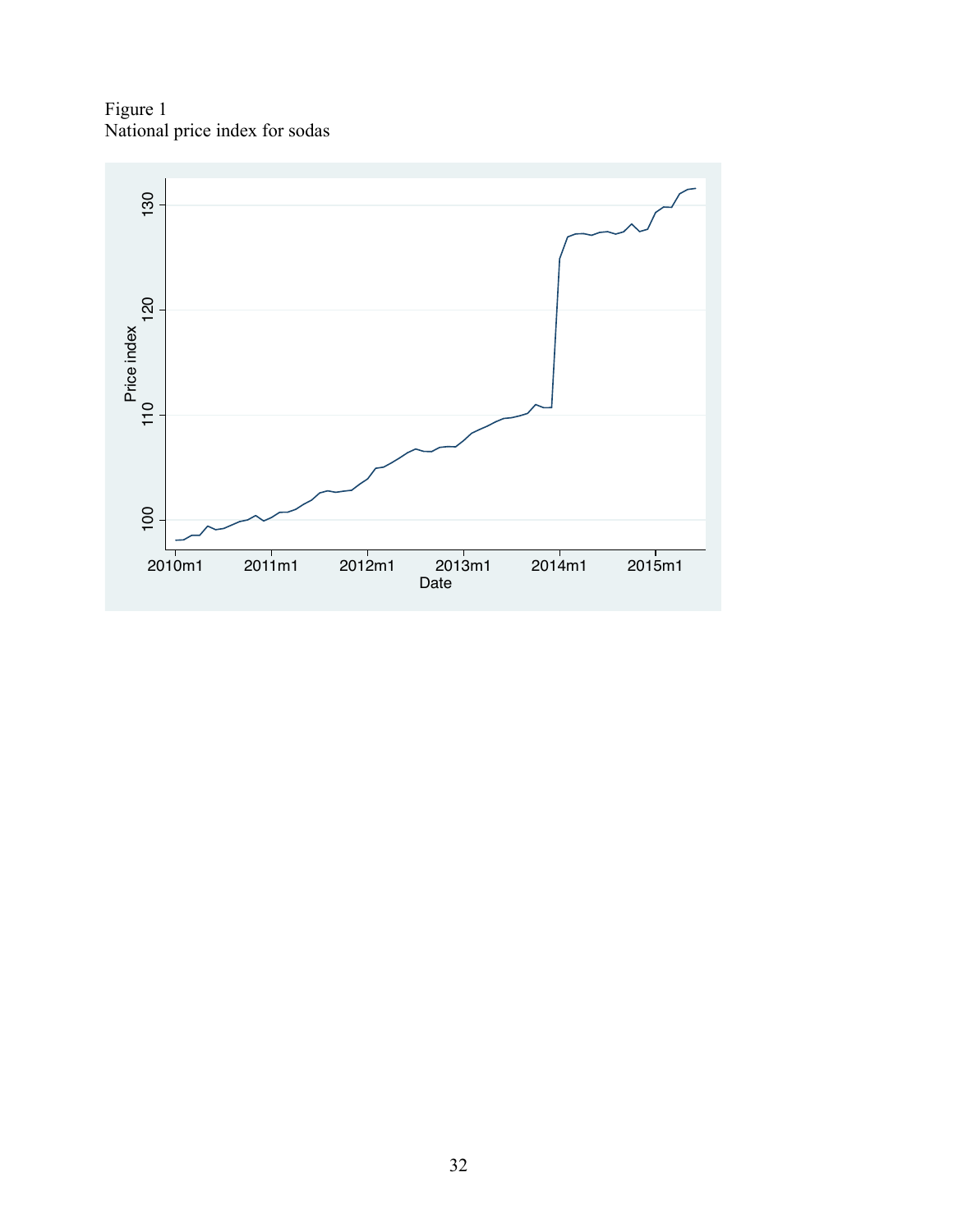Figure 1
National price index for sodas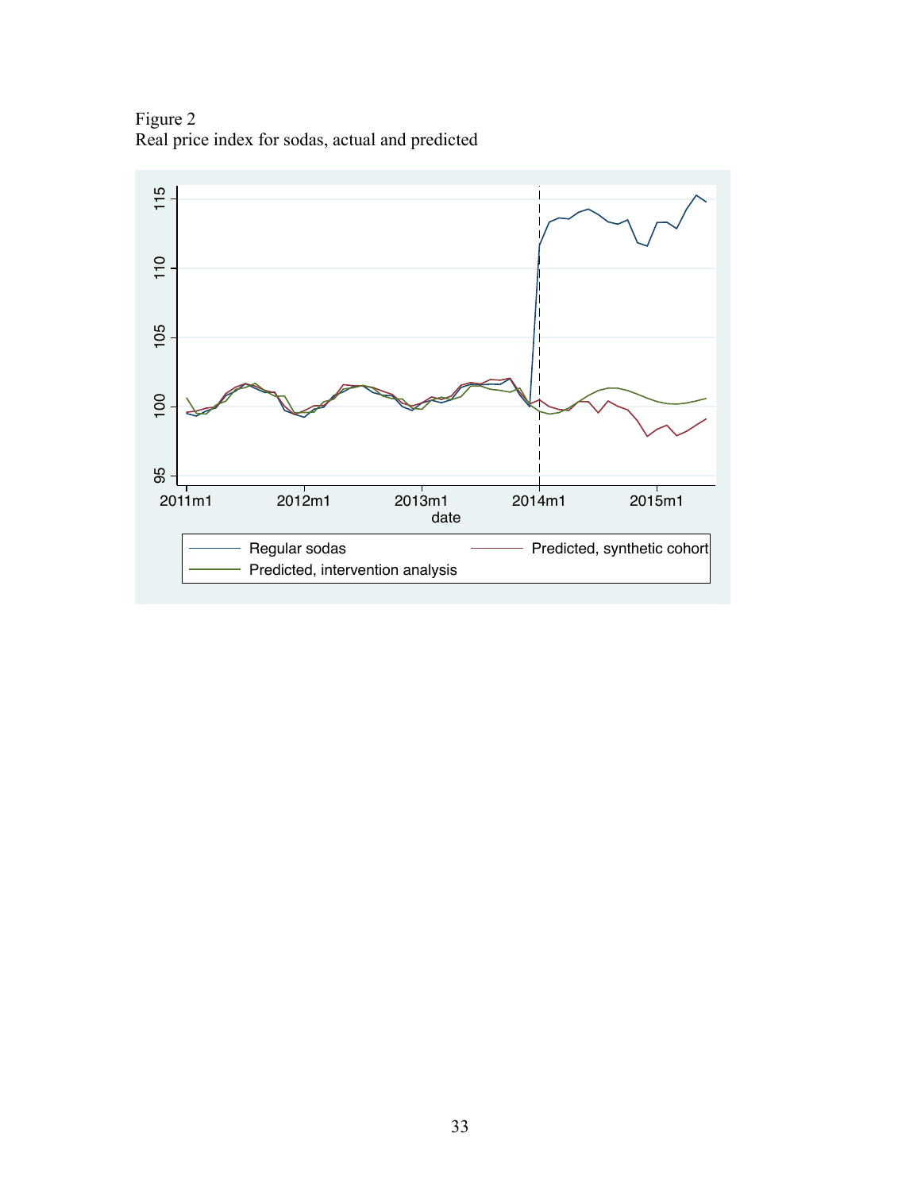Figure 2
Real price index for sodas, actual and predicted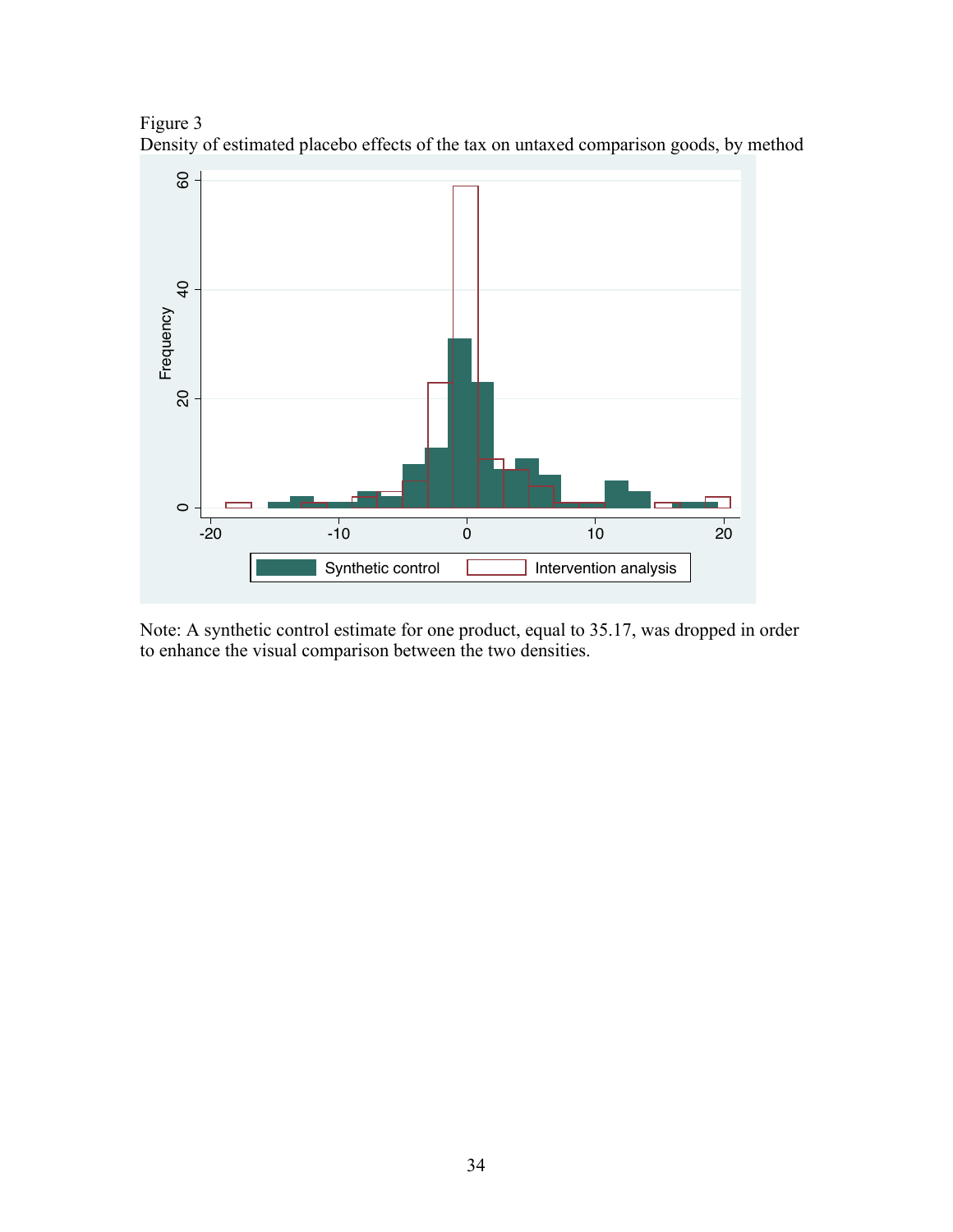Figure 3
Density of estimated placebo effects of the tax on untaxed comparison goods, by method

Note: A synthetic control estimate for one product, equal to 35.17, was dropped in order to enhance the visual comparison between the two densities.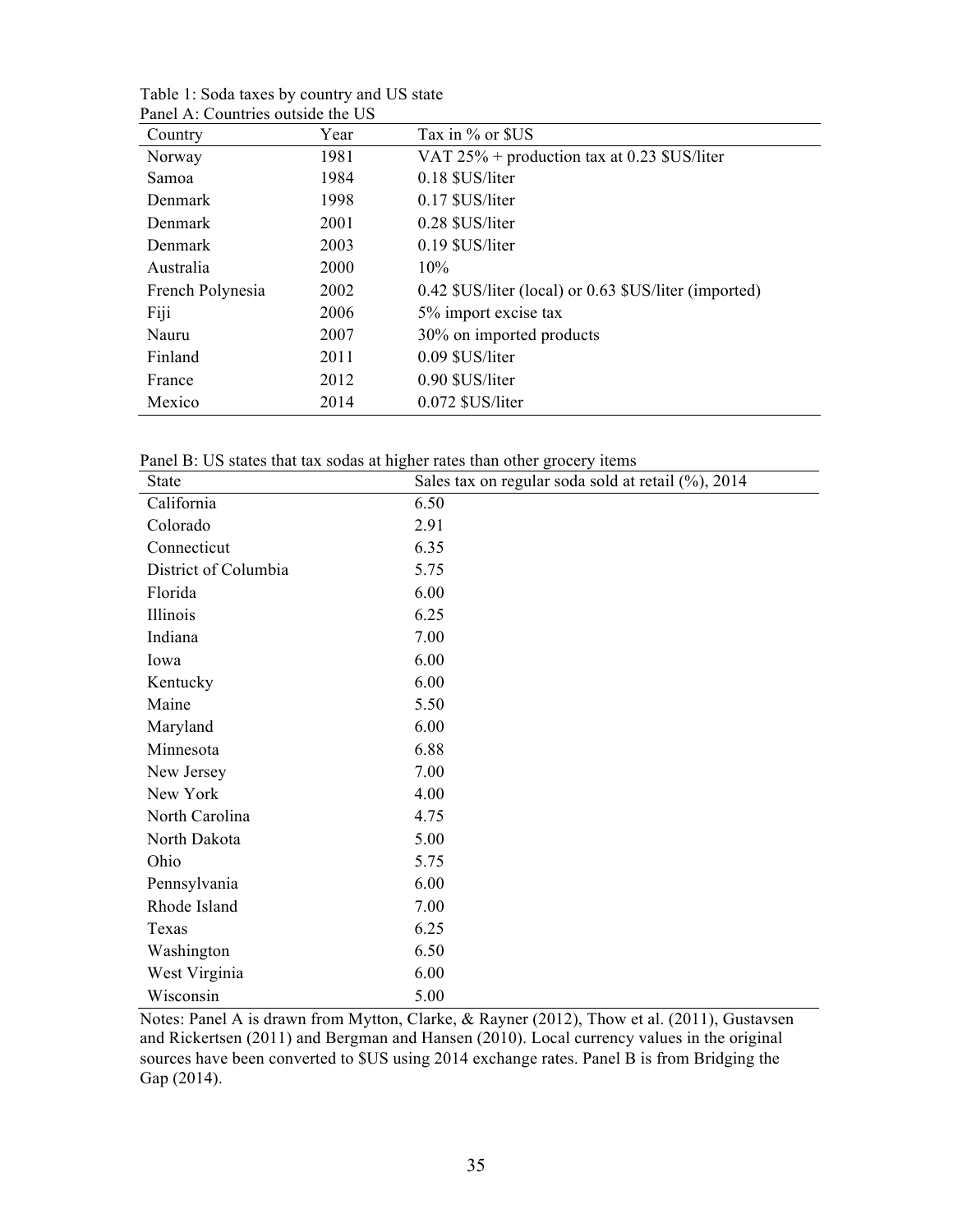Table 1: Soda taxes by country and US state

Panel A: Countries outside the US

| Country | Year | Tax in % or $US |
|---|---|---|
| Norway | 1981 | VAT 25% + production tax at 0.23 $US/liter |
| Samoa | 1984 | 0.18 $US/liter |
| Denmark | 1998 | 0.17 $US/liter |
| Denmark | 2001 | 0.28 $US/liter |
| Denmark | 2003 | 0.19 $US/liter |
| Australia | 2000 | 10% |
| French Polynesia | 2002 | 0.42 $US/liter (local) or 0.63 $US/liter (imported) |
| Fiji | 2006 | 5% import excise tax |
| Nauru | 2007 | 30% on imported products |
| Finland | 2011 | 0.09 $US/liter |
| France | 2012 | 0.90 $US/liter |
| Mexico | 2014 | 0.072 $US/liter |

Panel B: US states that tax sodas at higher rates than other grocery items

| State | Sales tax on regular soda sold at retail (%), 2014 |
|---|---|
| California | 6.50 |
| Colorado | 2.91 |
| Connecticut | 6.35 |
| District of Columbia | 5.75 |
| Florida | 6.00 |
| Illinois | 6.25 |
| Indiana | 7.00 |
| Iowa | 6.00 |
| Kentucky | 6.00 |
| Maine | 5.50 |
| Maryland | 6.00 |
| Minnesota | 6.88 |
| New Jersey | 7.00 |
| New York | 4.00 |
| North Carolina | 4.75 |
| North Dakota | 5.00 |
| Ohio | 5.75 |
| Pennsylvania | 6.00 |
| Rhode Island | 7.00 |
| Texas | 6.25 |
| Washington | 6.50 |
| West Virginia | 6.00 |
| Wisconsin | 5.00 |

Notes: Panel A is drawn from Mytton, Clarke, & Rayner (2012), Thow et al. (2011), Gustavsen and Rickertsen (2011) and Bergman and Hansen (2010). Local currency values in the original sources have been converted to $US using 2014 exchange rates. Panel B is from Bridging the Gap (2014).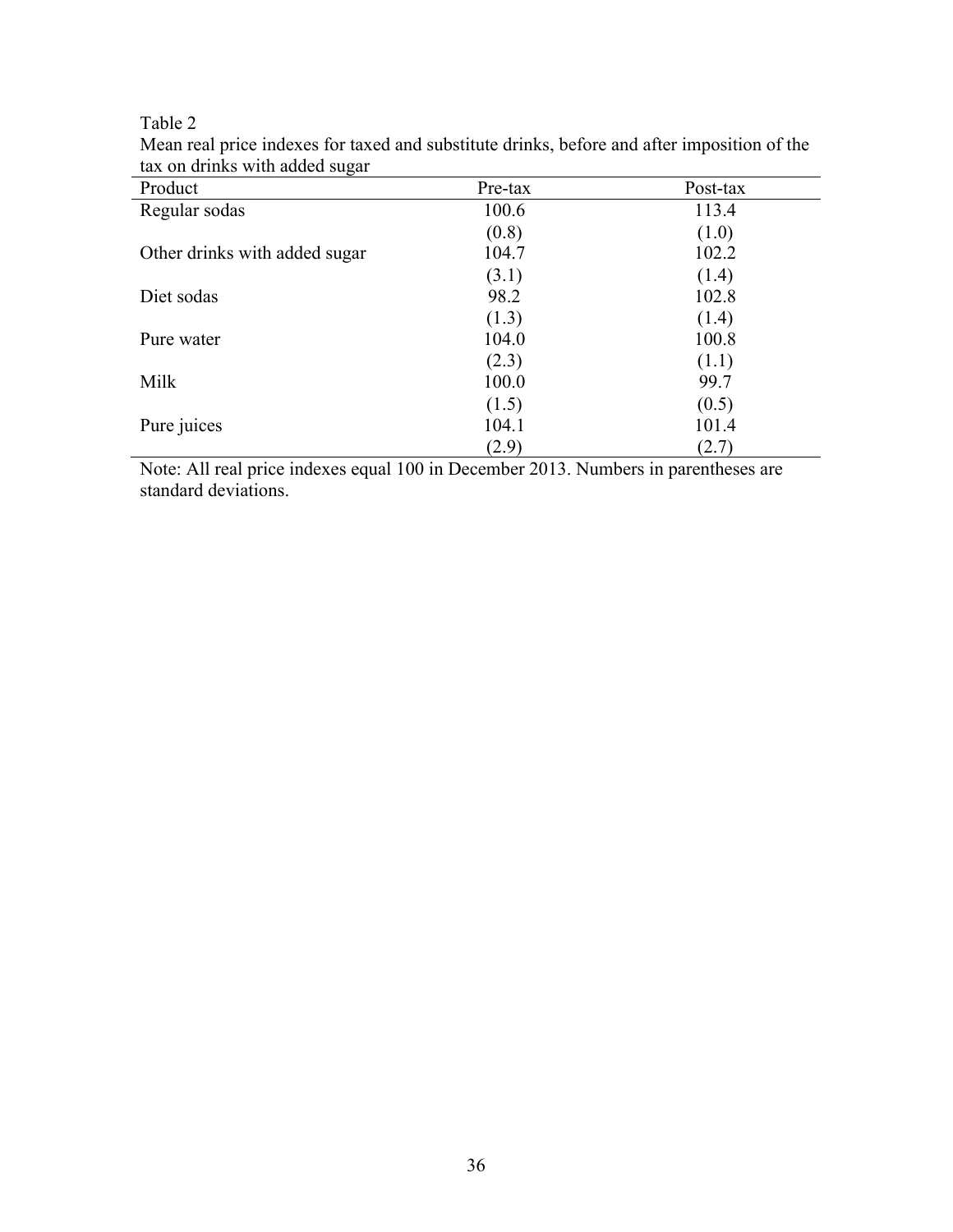Table 2

Mean real price indexes for taxed and substitute drinks, before and after imposition of the tax on drinks with added sugar

| Product | Pre-tax | Post-tax |
|---|---|---|
| Regular sodas | 100.6 | 113.4 |
| | (0.8) | (1.0) |
| Other drinks with added sugar | 104.7 | 102.2 |
| | (3.1) | (1.4) |
| Diet sodas | 98.2 | 102.8 |
| | (1.3) | (1.4) |
| Pure water | 104.0 | 100.8 |
| | (2.3) | (1.1) |
| Milk | 100.0 | 99.7 |
| | (1.5) | (0.5) |
| Pure juices | 104.1 | 101.4 |
| | (2.9) | (2.7) |

Note: All real price indexes equal 100 in December 2013. Numbers in parentheses are standard deviations.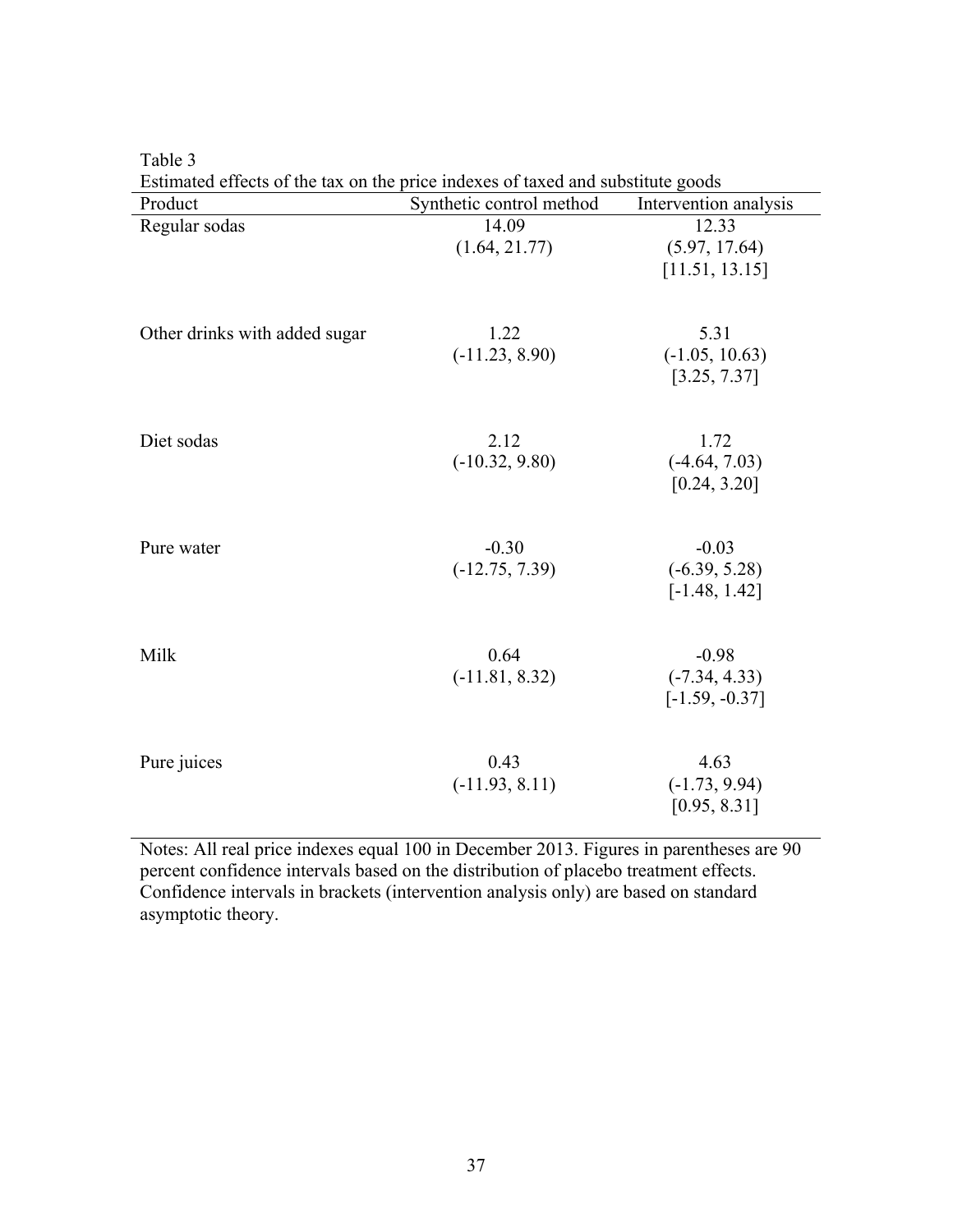Table 3

Estimated effects of the tax on the price indexes of taxed and substitute goods

| Product | Synthetic control method | Intervention analysis |
|---|---|---|
| Regular sodas | 14.09<br>(1.64, 21.77) | 12.33<br>(5.97, 17.64)<br>[11.51, 13.15] |
| Other drinks with added sugar | 1.22<br>(-11.23, 8.90) | 5.31<br>(-1.05, 10.63)<br>[3.25, 7.37] |
| Diet sodas | 2.12<br>(-10.32, 9.80) | 1.72<br>(-4.64, 7.03)<br>[0.24, 3.20] |
| Pure water | -0.30<br>(-12.75, 7.39) | -0.03<br>(-6.39, 5.28)<br>[-1.48, 1.42] |
| Milk | 0.64<br>(-11.81, 8.32) | -0.98<br>(-7.34, 4.33)<br>[-1.59, -0.37] |
| Pure juices | 0.43<br>(-11.93, 8.11) | 4.63<br>(-1.73, 9.94)<br>[0.95, 8.31] |

Notes: All real price indexes equal 100 in December 2013. Figures in parentheses are 90 percent confidence intervals based on the distribution of placebo treatment effects. Confidence intervals in brackets (intervention analysis only) are based on standard asymptotic theory.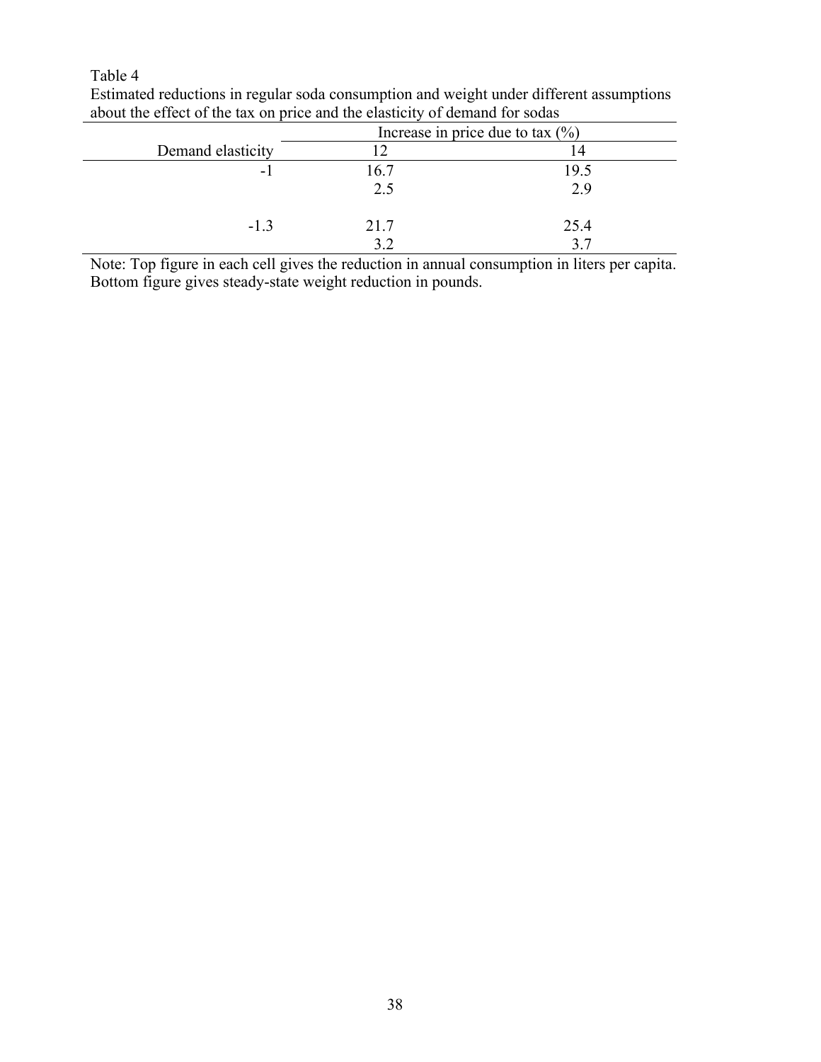Table 4

Estimated reductions in regular soda consumption and weight under different assumptions about the effect of the tax on price and the elasticity of demand for sodas

| | Increase in price due to tax (%) | |
|---|---|---|
| Demand elasticity | 12 | 14 |
| -1 | 16.7 | 19.5 |
| | 2.5 | 2.9 |
| -1.3 | 21.7 | 25.4 |
| | 3.2 | 3.7 |

Note: Top figure in each cell gives the reduction in annual consumption in liters per capita. Bottom figure gives steady-state weight reduction in pounds.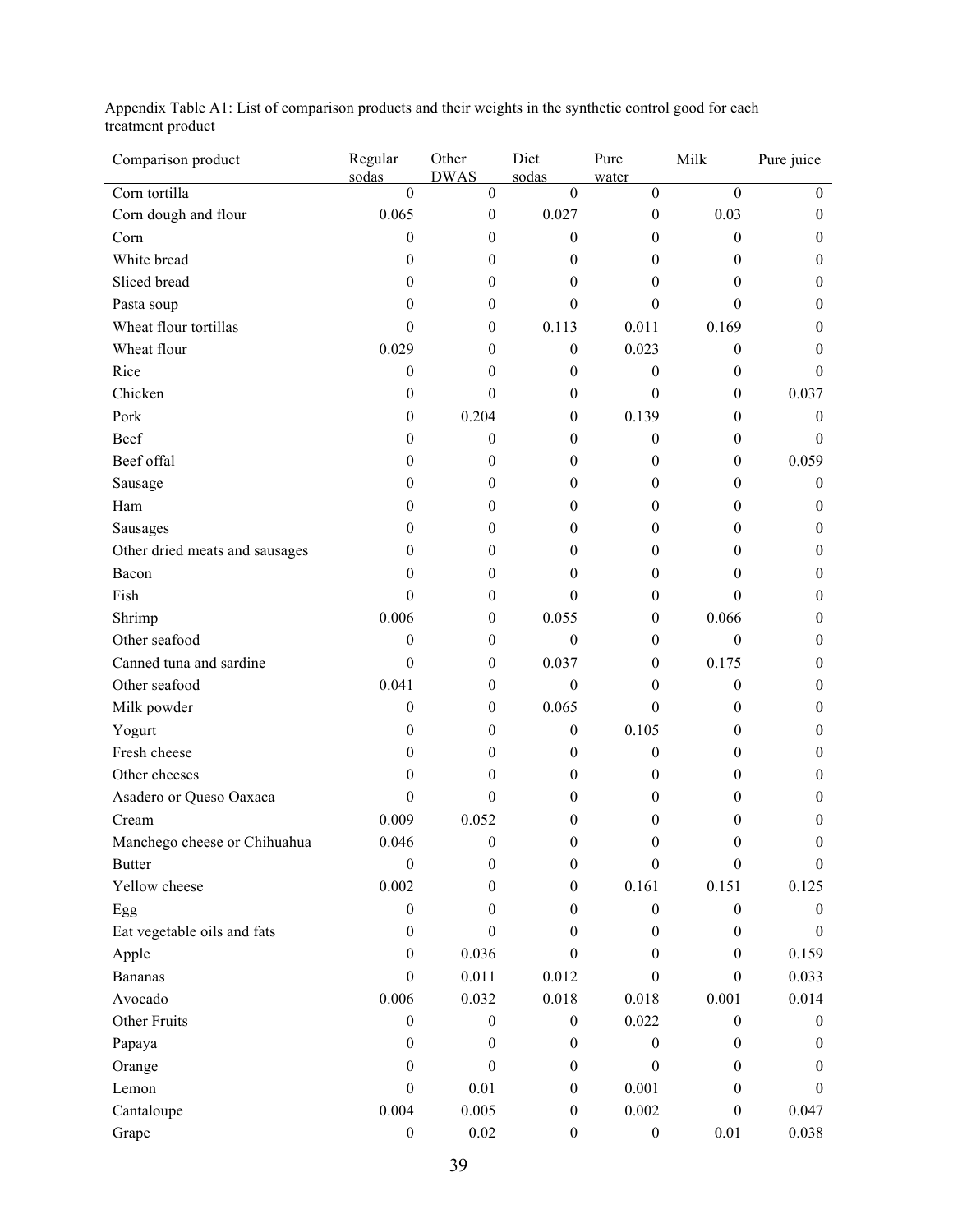Appendix Table A1: List of comparison products and their weights in the synthetic control good for each treatment product

| Comparison product | Regular sodas | Other DWAS | Diet sodas | Pure water | Milk | Pure juice |
|---|---|---|---|---|---|---|
| Corn tortilla | 0 | 0 | 0 | 0 | 0 | 0 |
| Corn dough and flour | 0.065 | 0 | 0.027 | 0 | 0.03 | 0 |
| Corn | 0 | 0 | 0 | 0 | 0 | 0 |
| White bread | 0 | 0 | 0 | 0 | 0 | 0 |
| Sliced bread | 0 | 0 | 0 | 0 | 0 | 0 |
| Pasta soup | 0 | 0 | 0 | 0 | 0 | 0 |
| Wheat flour tortillas | 0 | 0 | 0.113 | 0.011 | 0.169 | 0 |
| Wheat flour | 0.029 | 0 | 0 | 0.023 | 0 | 0 |
| Rice | 0 | 0 | 0 | 0 | 0 | 0 |
| Chicken | 0 | 0 | 0 | 0 | 0 | 0.037 |
| Pork | 0 | 0.204 | 0 | 0.139 | 0 | 0 |
| Beef | 0 | 0 | 0 | 0 | 0 | 0 |
| Beef offal | 0 | 0 | 0 | 0 | 0 | 0.059 |
| Sausage | 0 | 0 | 0 | 0 | 0 | 0 |
| Ham | 0 | 0 | 0 | 0 | 0 | 0 |
| Sausages | 0 | 0 | 0 | 0 | 0 | 0 |
| Other dried meats and sausages | 0 | 0 | 0 | 0 | 0 | 0 |
| Bacon | 0 | 0 | 0 | 0 | 0 | 0 |
| Fish | 0 | 0 | 0 | 0 | 0 | 0 |
| Shrimp | 0.006 | 0 | 0.055 | 0 | 0.066 | 0 |
| Other seafood | 0 | 0 | 0 | 0 | 0 | 0 |
| Canned tuna and sardine | 0 | 0 | 0.037 | 0 | 0.175 | 0 |
| Other seafood | 0.041 | 0 | 0 | 0 | 0 | 0 |
| Milk powder | 0 | 0 | 0.065 | 0 | 0 | 0 |
| Yogurt | 0 | 0 | 0 | 0.105 | 0 | 0 |
| Fresh cheese | 0 | 0 | 0 | 0 | 0 | 0 |
| Other cheeses | 0 | 0 | 0 | 0 | 0 | 0 |
| Asadero or Queso Oaxaca | 0 | 0 | 0 | 0 | 0 | 0 |
| Cream | 0.009 | 0.052 | 0 | 0 | 0 | 0 |
| Manchego cheese or Chihuahua | 0.046 | 0 | 0 | 0 | 0 | 0 |
| Butter | 0 | 0 | 0 | 0 | 0 | 0 |
| Yellow cheese | 0.002 | 0 | 0 | 0.161 | 0.151 | 0.125 |
| Egg | 0 | 0 | 0 | 0 | 0 | 0 |
| Eat vegetable oils and fats | 0 | 0 | 0 | 0 | 0 | 0 |
| Apple | 0 | 0.036 | 0 | 0 | 0 | 0.159 |
| Bananas | 0 | 0.011 | 0.012 | 0 | 0 | 0.033 |
| Avocado | 0.006 | 0.032 | 0.018 | 0.018 | 0.001 | 0.014 |
| Other Fruits | 0 | 0 | 0 | 0.022 | 0 | 0 |
| Papaya | 0 | 0 | 0 | 0 | 0 | 0 |
| Orange | 0 | 0 | 0 | 0 | 0 | 0 |
| Lemon | 0 | 0.01 | 0 | 0.001 | 0 | 0 |
| Cantaloupe | 0.004 | 0.005 | 0 | 0.002 | 0 | 0.047 |
| Grape | 0 | 0.02 | 0 | 0 | 0.01 | 0.038 |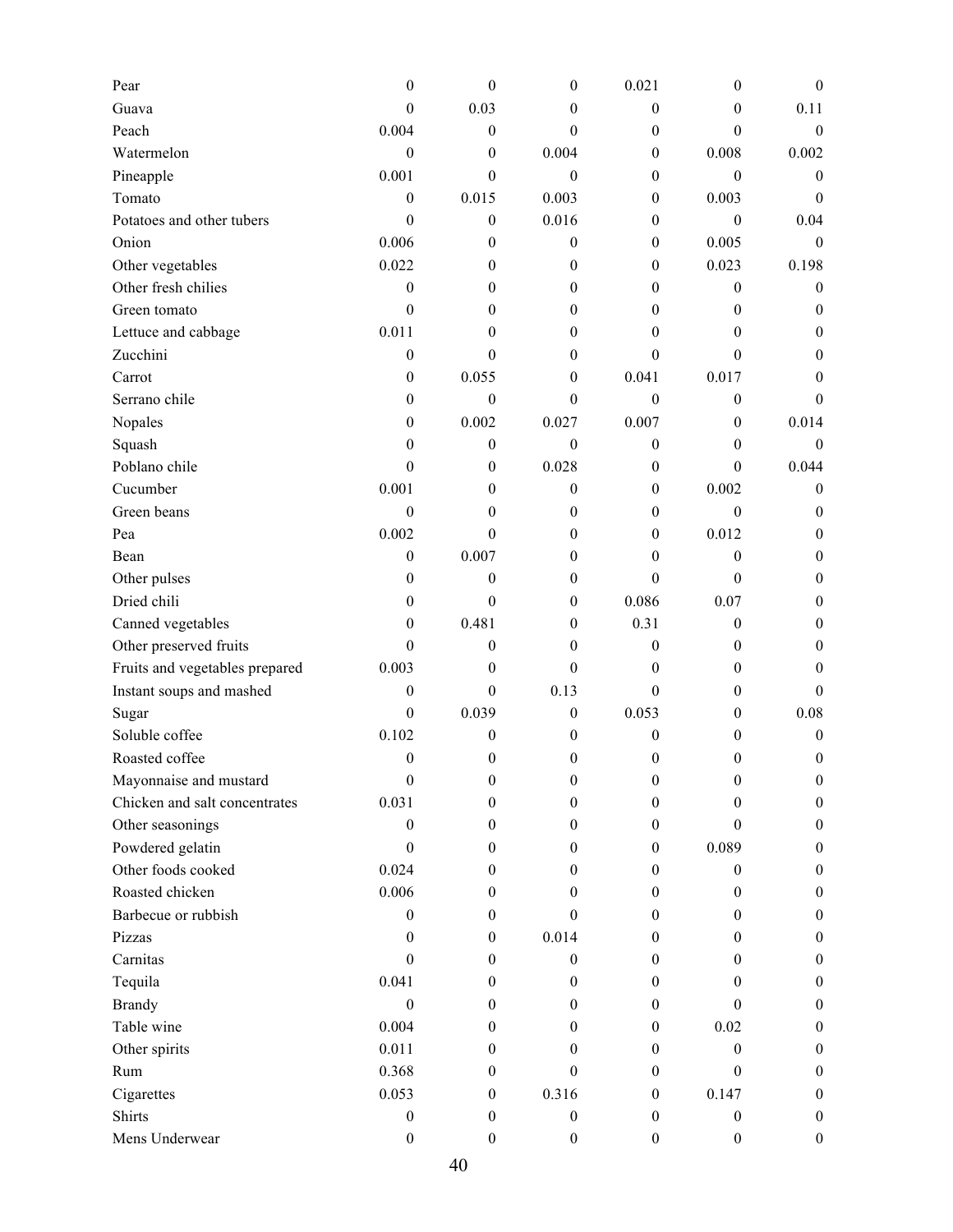| | | | | | | |
|---|---|---|---|---|---|---|
| Pear | 0 | 0 | 0 | 0.021 | 0 | 0 |
| Guava | 0 | 0.03 | 0 | 0 | 0 | 0.11 |
| Peach | 0.004 | 0 | 0 | 0 | 0 | 0 |
| Watermelon | 0 | 0 | 0.004 | 0 | 0.008 | 0.002 |
| Pineapple | 0.001 | 0 | 0 | 0 | 0 | 0 |
| Tomato | 0 | 0.015 | 0.003 | 0 | 0.003 | 0 |
| Potatoes and other tubers | 0 | 0 | 0.016 | 0 | 0 | 0.04 |
| Onion | 0.006 | 0 | 0 | 0 | 0.005 | 0 |
| Other vegetables | 0.022 | 0 | 0 | 0 | 0.023 | 0.198 |
| Other fresh chilies | 0 | 0 | 0 | 0 | 0 | 0 |
| Green tomato | 0 | 0 | 0 | 0 | 0 | 0 |
| Lettuce and cabbage | 0.011 | 0 | 0 | 0 | 0 | 0 |
| Zucchini | 0 | 0 | 0 | 0 | 0 | 0 |
| Carrot | 0 | 0.055 | 0 | 0.041 | 0.017 | 0 |
| Serrano chile | 0 | 0 | 0 | 0 | 0 | 0 |
| Nopales | 0 | 0.002 | 0.027 | 0.007 | 0 | 0.014 |
| Squash | 0 | 0 | 0 | 0 | 0 | 0 |
| Poblano chile | 0 | 0 | 0.028 | 0 | 0 | 0.044 |
| Cucumber | 0.001 | 0 | 0 | 0 | 0.002 | 0 |
| Green beans | 0 | 0 | 0 | 0 | 0 | 0 |
| Pea | 0.002 | 0 | 0 | 0 | 0.012 | 0 |
| Bean | 0 | 0.007 | 0 | 0 | 0 | 0 |
| Other pulses | 0 | 0 | 0 | 0 | 0 | 0 |
| Dried chili | 0 | 0 | 0 | 0.086 | 0.07 | 0 |
| Canned vegetables | 0 | 0.481 | 0 | 0.31 | 0 | 0 |
| Other preserved fruits | 0 | 0 | 0 | 0 | 0 | 0 |
| Fruits and vegetables prepared | 0.003 | 0 | 0 | 0 | 0 | 0 |
| Instant soups and mashed | 0 | 0 | 0.13 | 0 | 0 | 0 |
| Sugar | 0 | 0.039 | 0 | 0.053 | 0 | 0.08 |
| Soluble coffee | 0.102 | 0 | 0 | 0 | 0 | 0 |
| Roasted coffee | 0 | 0 | 0 | 0 | 0 | 0 |
| Mayonnaise and mustard | 0 | 0 | 0 | 0 | 0 | 0 |
| Chicken and salt concentrates | 0.031 | 0 | 0 | 0 | 0 | 0 |
| Other seasonings | 0 | 0 | 0 | 0 | 0 | 0 |
| Powdered gelatin | 0 | 0 | 0 | 0 | 0.089 | 0 |
| Other foods cooked | 0.024 | 0 | 0 | 0 | 0 | 0 |
| Roasted chicken | 0.006 | 0 | 0 | 0 | 0 | 0 |
| Barbecue or rubbish | 0 | 0 | 0 | 0 | 0 | 0 |
| Pizzas | 0 | 0 | 0.014 | 0 | 0 | 0 |
| Carnitas | 0 | 0 | 0 | 0 | 0 | 0 |
| Tequila | 0.041 | 0 | 0 | 0 | 0 | 0 |
| Brandy | 0 | 0 | 0 | 0 | 0 | 0 |
| Table wine | 0.004 | 0 | 0 | 0 | 0.02 | 0 |
| Other spirits | 0.011 | 0 | 0 | 0 | 0 | 0 |
| Rum | 0.368 | 0 | 0 | 0 | 0 | 0 |
| Cigarettes | 0.053 | 0 | 0.316 | 0 | 0.147 | 0 |
| Shirts | 0 | 0 | 0 | 0 | 0 | 0 |
| Mens Underwear | 0 | 0 | 0 | 0 | 0 | 0 |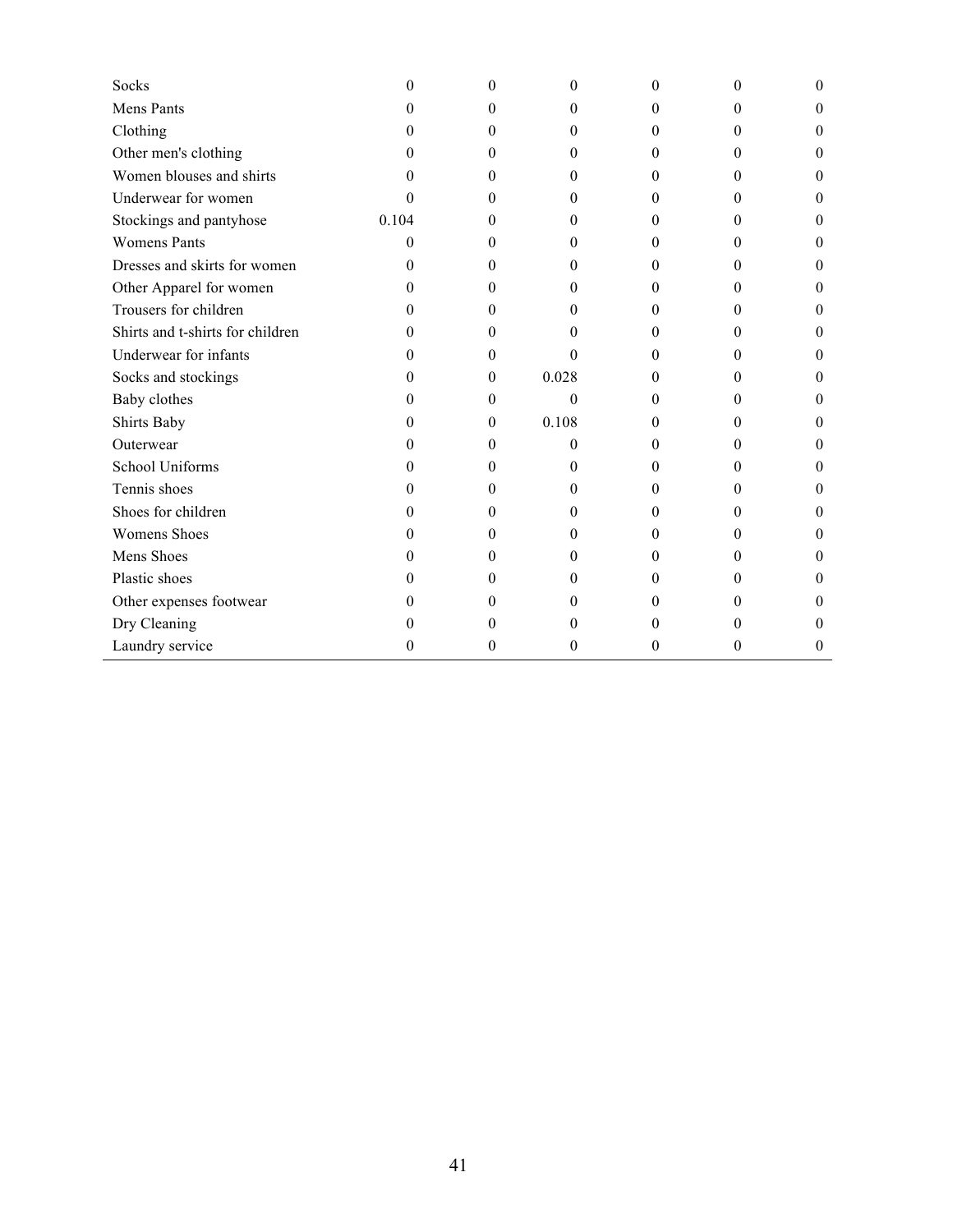| | | | | | | |
|---|---|---|---|---|---|---|
| Socks | 0 | 0 | 0 | 0 | 0 | 0 |
| Mens Pants | 0 | 0 | 0 | 0 | 0 | 0 |
| Clothing | 0 | 0 | 0 | 0 | 0 | 0 |
| Other men's clothing | 0 | 0 | 0 | 0 | 0 | 0 |
| Women blouses and shirts | 0 | 0 | 0 | 0 | 0 | 0 |
| Underwear for women | 0 | 0 | 0 | 0 | 0 | 0 |
| Stockings and pantyhose | 0.104 | 0 | 0 | 0 | 0 | 0 |
| Womens Pants | 0 | 0 | 0 | 0 | 0 | 0 |
| Dresses and skirts for women | 0 | 0 | 0 | 0 | 0 | 0 |
| Other Apparel for women | 0 | 0 | 0 | 0 | 0 | 0 |
| Trousers for children | 0 | 0 | 0 | 0 | 0 | 0 |
| Shirts and t-shirts for children | 0 | 0 | 0 | 0 | 0 | 0 |
| Underwear for infants | 0 | 0 | 0 | 0 | 0 | 0 |
| Socks and stockings | 0 | 0 | 0.028 | 0 | 0 | 0 |
| Baby clothes | 0 | 0 | 0 | 0 | 0 | 0 |
| Shirts Baby | 0 | 0 | 0.108 | 0 | 0 | 0 |
| Outerwear | 0 | 0 | 0 | 0 | 0 | 0 |
| School Uniforms | 0 | 0 | 0 | 0 | 0 | 0 |
| Tennis shoes | 0 | 0 | 0 | 0 | 0 | 0 |
| Shoes for children | 0 | 0 | 0 | 0 | 0 | 0 |
| Womens Shoes | 0 | 0 | 0 | 0 | 0 | 0 |
| Mens Shoes | 0 | 0 | 0 | 0 | 0 | 0 |
| Plastic shoes | 0 | 0 | 0 | 0 | 0 | 0 |
| Other expenses footwear | 0 | 0 | 0 | 0 | 0 | 0 |
| Dry Cleaning | 0 | 0 | 0 | 0 | 0 | 0 |
| Laundry service | 0 | 0 | 0 | 0 | 0 | 0 |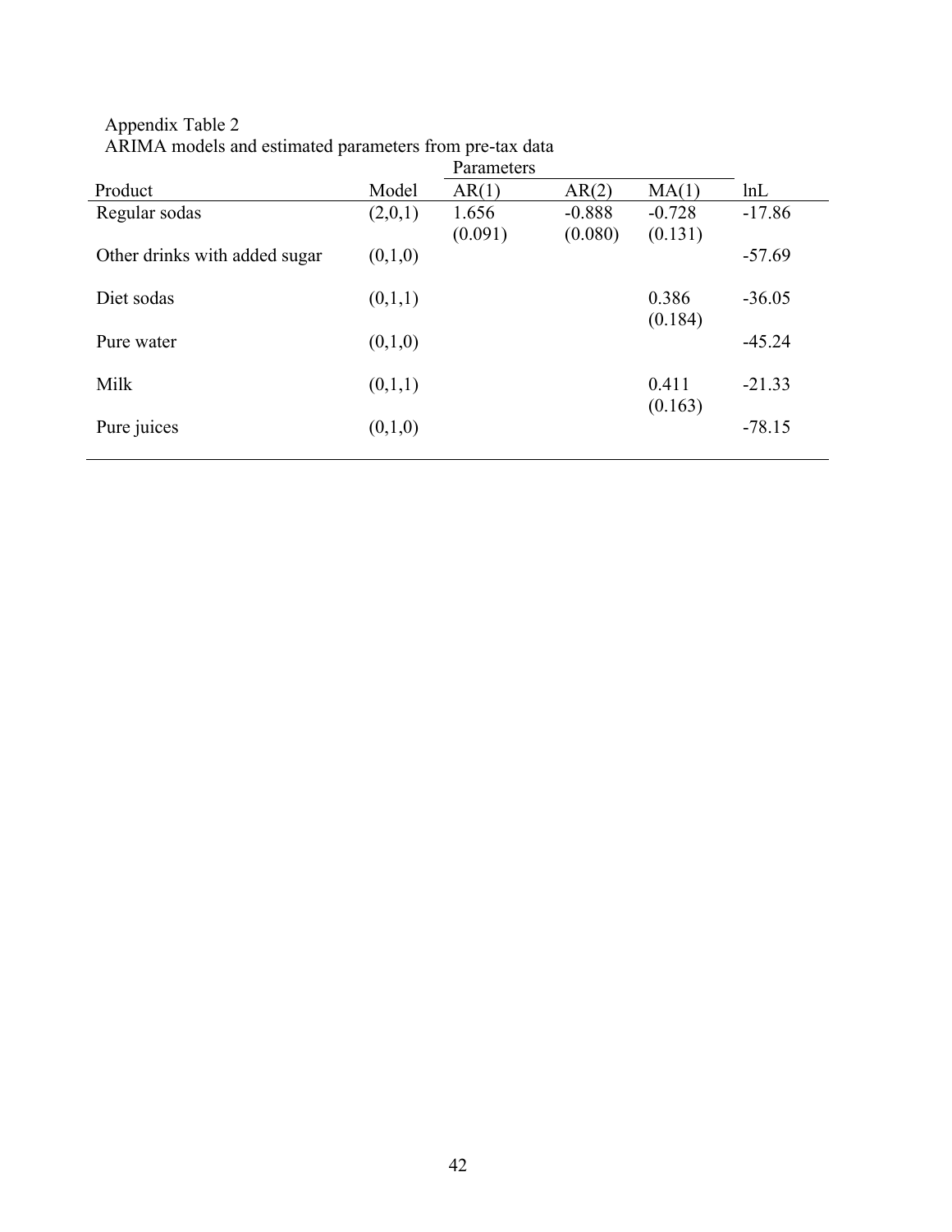Appendix Table 2

ARIMA models and estimated parameters from pre-tax data

| | | Parameters | | | |
|---|---|---|---|---|---|
| Product | Model | AR(1) | AR(2) | MA(1) | lnL |
| Regular sodas | (2,0,1) | 1.656<br>(0.091) | -0.888<br>(0.080) | -0.728<br>(0.131) | -17.86 |
| Other drinks with added sugar | (0,1,0) | | | | -57.69 |
| Diet sodas | (0,1,1) | | | 0.386<br>(0.184) | -36.05 |
| Pure water | (0,1,0) | | | | -45.24 |
| Milk | (0,1,1) | | | 0.411<br>(0.163) | -21.33 |
| Pure juices | (0,1,0) | | | | -78.15 |